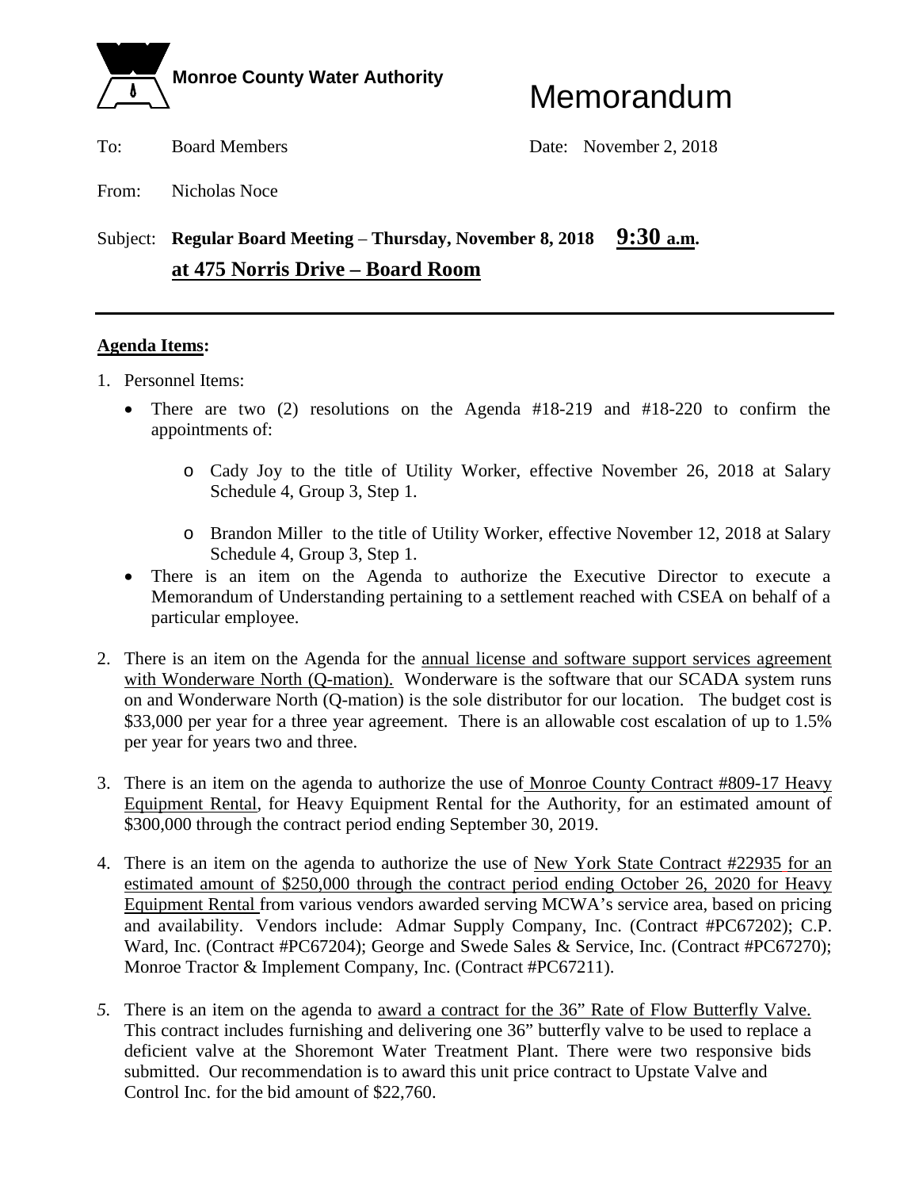**Monroe County Water Authority**

# Memorandum

To: Board Members

Date: November 2, 2018

From: Nicholas Noce

Subject: **Regular Board Meeting – Thursday, November 8, 2018 9:30 a.m. at 475 Norris Drive – Board Room**

---

**Agenda Items:**

1. Personnel Items:
   - There are two (2) resolutions on the Agenda #18-219 and #18-220 to confirm the appointments of:
     - Cady Joy to the title of Utility Worker, effective November 26, 2018 at Salary Schedule 4, Group 3, Step 1.
     - Brandon Miller to the title of Utility Worker, effective November 12, 2018 at Salary Schedule 4, Group 3, Step 1.
   - There is an item on the Agenda to authorize the Executive Director to execute a Memorandum of Understanding pertaining to a settlement reached with CSEA on behalf of a particular employee.

2. There is an item on the Agenda for the annual license and software support services agreement with Wonderware North (Q-mation). Wonderware is the software that our SCADA system runs on and Wonderware North (Q-mation) is the sole distributor for our location. The budget cost is $33,000 per year for a three year agreement. There is an allowable cost escalation of up to 1.5% per year for years two and three.

3. There is an item on the agenda to authorize the use of Monroe County Contract #809-17 Heavy Equipment Rental, for Heavy Equipment Rental for the Authority, for an estimated amount of $300,000 through the contract period ending September 30, 2019.

4. There is an item on the agenda to authorize the use of New York State Contract #22935 for an estimated amount of $250,000 through the contract period ending October 26, 2020 for Heavy Equipment Rental from various vendors awarded serving MCWA's service area, based on pricing and availability. Vendors include: Admar Supply Company, Inc. (Contract #PC67202); C.P. Ward, Inc. (Contract #PC67204); George and Swede Sales & Service, Inc. (Contract #PC67270); Monroe Tractor & Implement Company, Inc. (Contract #PC67211).

5. There is an item on the agenda to award a contract for the 36" Rate of Flow Butterfly Valve. This contract includes furnishing and delivering one 36" butterfly valve to be used to replace a deficient valve at the Shoremont Water Treatment Plant. There were two responsive bids submitted. Our recommendation is to award this unit price contract to Upstate Valve and Control Inc. for the bid amount of $22,760.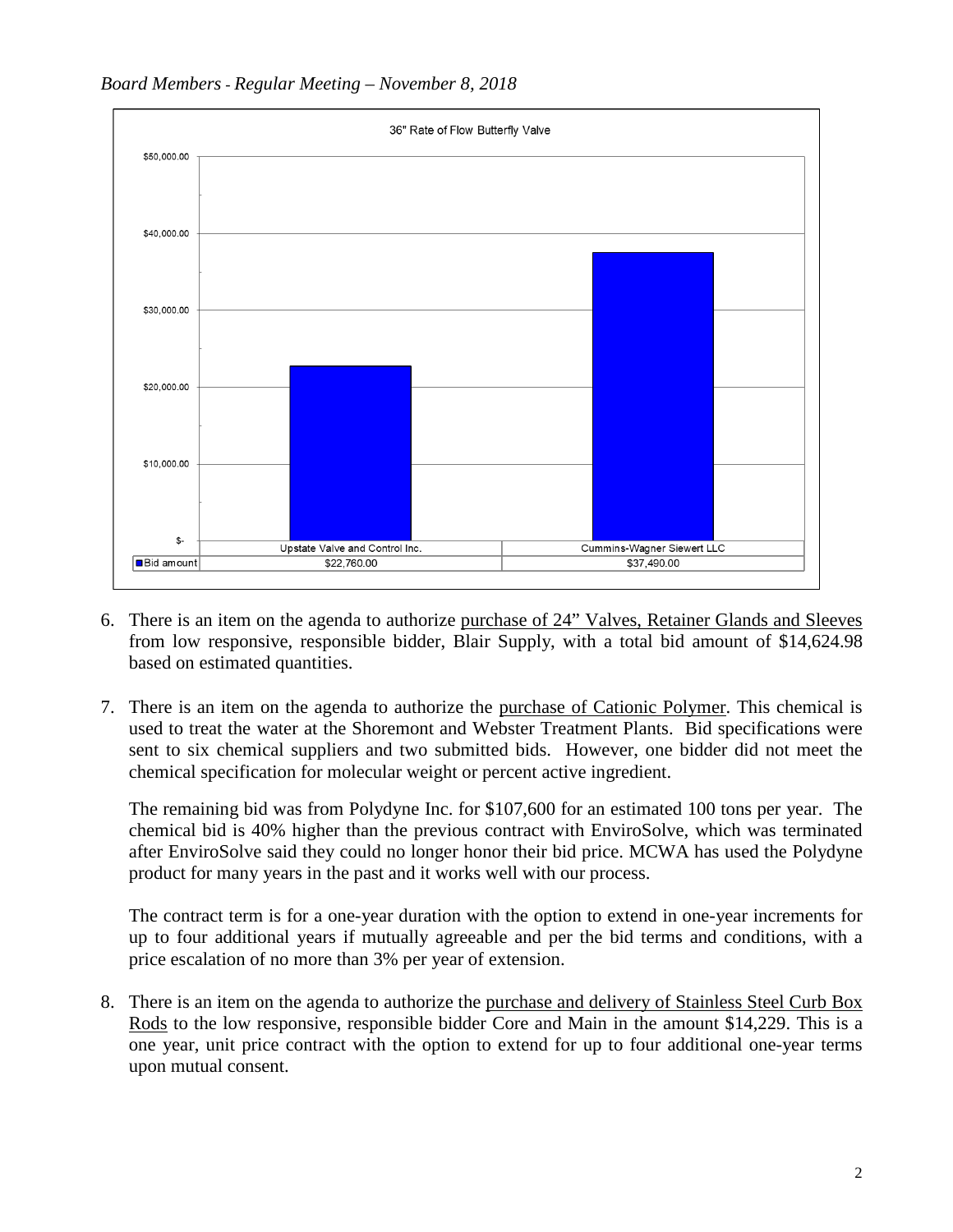36" Rate of Flow Butterfly Valve

| | Upstate Valve and Control Inc. | Cummins-Wagner Siewert LLC |
|---|---|---|
| Bid amount | $22,760.00 | $37,490.00 |

6. There is an item on the agenda to authorize purchase of 24" Valves, Retainer Glands and Sleeves from low responsive, responsible bidder, Blair Supply, with a total bid amount of $14,624.98 based on estimated quantities.

7. There is an item on the agenda to authorize the purchase of Cationic Polymer. This chemical is used to treat the water at the Shoremont and Webster Treatment Plants. Bid specifications were sent to six chemical suppliers and two submitted bids. However, one bidder did not meet the chemical specification for molecular weight or percent active ingredient.

   The remaining bid was from Polydyne Inc. for $107,600 for an estimated 100 tons per year. The chemical bid is 40% higher than the previous contract with EnviroSolve, which was terminated after EnviroSolve said they could no longer honor their bid price. MCWA has used the Polydyne product for many years in the past and it works well with our process.

   The contract term is for a one-year duration with the option to extend in one-year increments for up to four additional years if mutually agreeable and per the bid terms and conditions, with a price escalation of no more than 3% per year of extension.

8. There is an item on the agenda to authorize the purchase and delivery of Stainless Steel Curb Box Rods to the low responsive, responsible bidder Core and Main in the amount $14,229. This is a one year, unit price contract with the option to extend for up to four additional one-year terms upon mutual consent.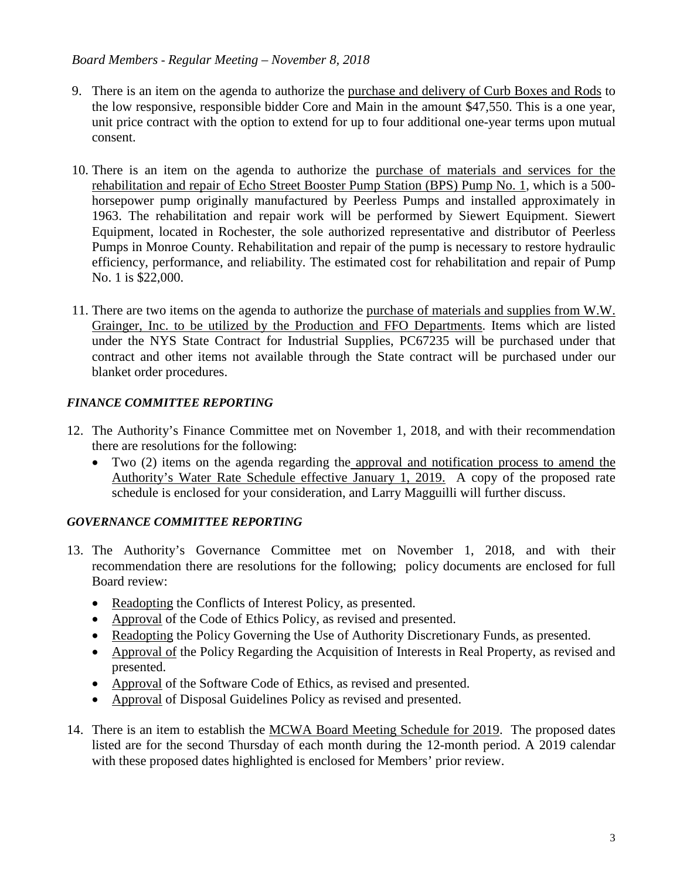9. There is an item on the agenda to authorize the purchase and delivery of Curb Boxes and Rods to the low responsive, responsible bidder Core and Main in the amount $47,550. This is a one year, unit price contract with the option to extend for up to four additional one-year terms upon mutual consent.

10. There is an item on the agenda to authorize the purchase of materials and services for the rehabilitation and repair of Echo Street Booster Pump Station (BPS) Pump No. 1, which is a 500-horsepower pump originally manufactured by Peerless Pumps and installed approximately in 1963. The rehabilitation and repair work will be performed by Siewert Equipment. Siewert Equipment, located in Rochester, the sole authorized representative and distributor of Peerless Pumps in Monroe County. Rehabilitation and repair of the pump is necessary to restore hydraulic efficiency, performance, and reliability. The estimated cost for rehabilitation and repair of Pump No. 1 is $22,000.

11. There are two items on the agenda to authorize the purchase of materials and supplies from W.W. Grainger, Inc. to be utilized by the Production and FFO Departments. Items which are listed under the NYS State Contract for Industrial Supplies, PC67235 will be purchased under that contract and other items not available through the State contract will be purchased under our blanket order procedures.

***FINANCE COMMITTEE REPORTING***

12. The Authority's Finance Committee met on November 1, 2018, and with their recommendation there are resolutions for the following:
    - Two (2) items on the agenda regarding the approval and notification process to amend the Authority's Water Rate Schedule effective January 1, 2019. A copy of the proposed rate schedule is enclosed for your consideration, and Larry Magguilli will further discuss.

***GOVERNANCE COMMITTEE REPORTING***

13. The Authority's Governance Committee met on November 1, 2018, and with their recommendation there are resolutions for the following; policy documents are enclosed for full Board review:
    - Readopting the Conflicts of Interest Policy, as presented.
    - Approval of the Code of Ethics Policy, as revised and presented.
    - Readopting the Policy Governing the Use of Authority Discretionary Funds, as presented.
    - Approval of the Policy Regarding the Acquisition of Interests in Real Property, as revised and presented.
    - Approval of the Software Code of Ethics, as revised and presented.
    - Approval of Disposal Guidelines Policy as revised and presented.

14. There is an item to establish the MCWA Board Meeting Schedule for 2019. The proposed dates listed are for the second Thursday of each month during the 12-month period. A 2019 calendar with these proposed dates highlighted is enclosed for Members' prior review.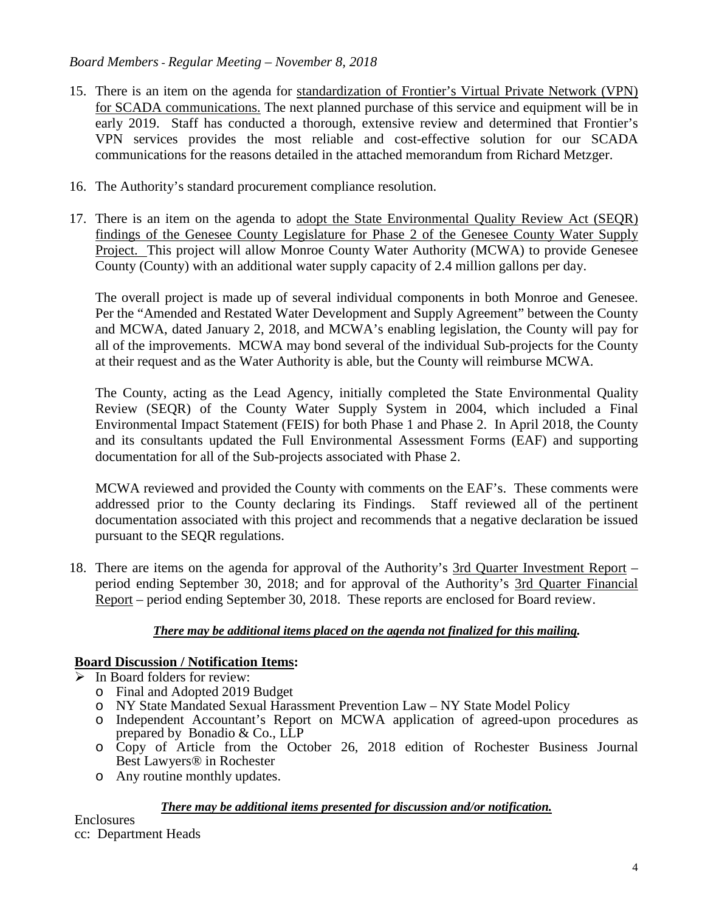15. There is an item on the agenda for <u>standardization of Frontier's Virtual Private Network (VPN) for SCADA communications.</u> The next planned purchase of this service and equipment will be in early 2019. Staff has conducted a thorough, extensive review and determined that Frontier's VPN services provides the most reliable and cost-effective solution for our SCADA communications for the reasons detailed in the attached memorandum from Richard Metzger.

16. The Authority's standard procurement compliance resolution.

17. There is an item on the agenda to <u>adopt the State Environmental Quality Review Act (SEQR) findings of the Genesee County Legislature for Phase 2 of the Genesee County Water Supply Project.</u> This project will allow Monroe County Water Authority (MCWA) to provide Genesee County (County) with an additional water supply capacity of 2.4 million gallons per day.

    The overall project is made up of several individual components in both Monroe and Genesee. Per the "Amended and Restated Water Development and Supply Agreement" between the County and MCWA, dated January 2, 2018, and MCWA's enabling legislation, the County will pay for all of the improvements. MCWA may bond several of the individual Sub-projects for the County at their request and as the Water Authority is able, but the County will reimburse MCWA.

    The County, acting as the Lead Agency, initially completed the State Environmental Quality Review (SEQR) of the County Water Supply System in 2004, which included a Final Environmental Impact Statement (FEIS) for both Phase 1 and Phase 2. In April 2018, the County and its consultants updated the Full Environmental Assessment Forms (EAF) and supporting documentation for all of the Sub-projects associated with Phase 2.

    MCWA reviewed and provided the County with comments on the EAF's. These comments were addressed prior to the County declaring its Findings. Staff reviewed all of the pertinent documentation associated with this project and recommends that a negative declaration be issued pursuant to the SEQR regulations.

18. There are items on the agenda for approval of the Authority's <u>3rd Quarter Investment Report</u> – period ending September 30, 2018; and for approval of the Authority's <u>3rd Quarter Financial Report</u> – period ending September 30, 2018. These reports are enclosed for Board review.

***<u>There may be additional items placed on the agenda not finalized for this mailing.</u>***

**<u>Board Discussion / Notification Items:</u>**

- In Board folders for review:
  - Final and Adopted 2019 Budget
  - NY State Mandated Sexual Harassment Prevention Law – NY State Model Policy
  - Independent Accountant's Report on MCWA application of agreed-upon procedures as prepared by Bonadio & Co., LLP
  - Copy of Article from the October 26, 2018 edition of Rochester Business Journal Best Lawyers® in Rochester
  - Any routine monthly updates.

***<u>There may be additional items presented for discussion and/or notification.</u>***

Enclosures
cc: Department Heads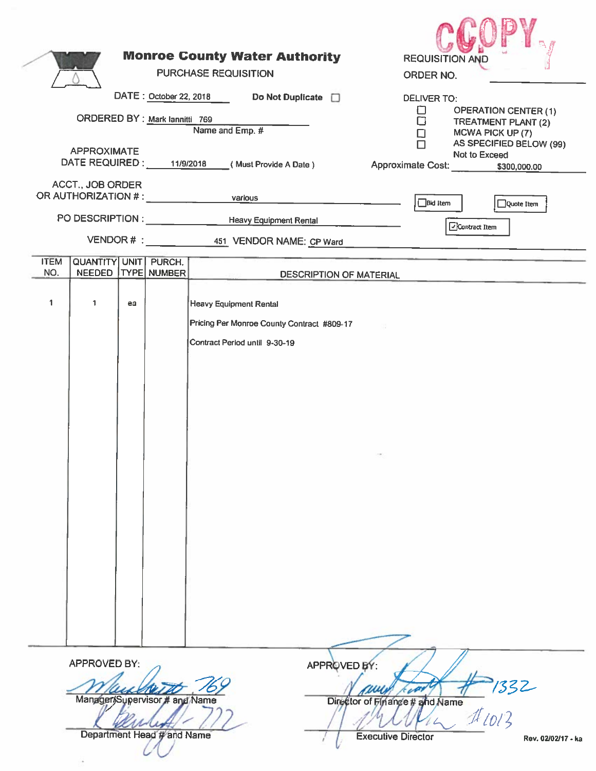COPY

# Monroe County Water Authority

PURCHASE REQUISITION

REQUISITION AND ORDER NO. ______________

DATE : October 22, 2018 Do Not Duplicate ☐

ORDERED BY : Mark Iannitti 769
Name and Emp. #

APPROXIMATE DATE REQUIRED : 11/9/2018 ( Must Provide A Date )

DELIVER TO:
- ☐ OPERATION CENTER (1)
- ☐ TREATMENT PLANT (2)
- ☐ MCWA PICK UP (7)
- ☐ AS SPECIFIED BELOW (99)

Not to Exceed
Approximate Cost: $300,000.00

ACCT., JOB ORDER OR AUTHORIZATION # : various

☐ Bid Item ☐ Quote Item ☑ Contract Item

PO DESCRIPTION : Heavy Equipment Rental

VENDOR # : 451 VENDOR NAME: CP Ward

| ITEM NO. | QUANTITY NEEDED | UNIT TYPE | PURCH. NUMBER | DESCRIPTION OF MATERIAL |
|---|---|---|---|---|
| 1 | 1 | ea | | Heavy Equipment Rental<br>Pricing Per Monroe County Contract #809-17<br>Contract Period until 9-30-19 |

APPROVED BY:

Mark Iannitti 769
Manager/Supervisor # and Name

772
Department Head # and Name

APPROVED BY:

#1332
Director of Finance # and Name

#1013
Executive Director

Rev. 02/02/17 - ka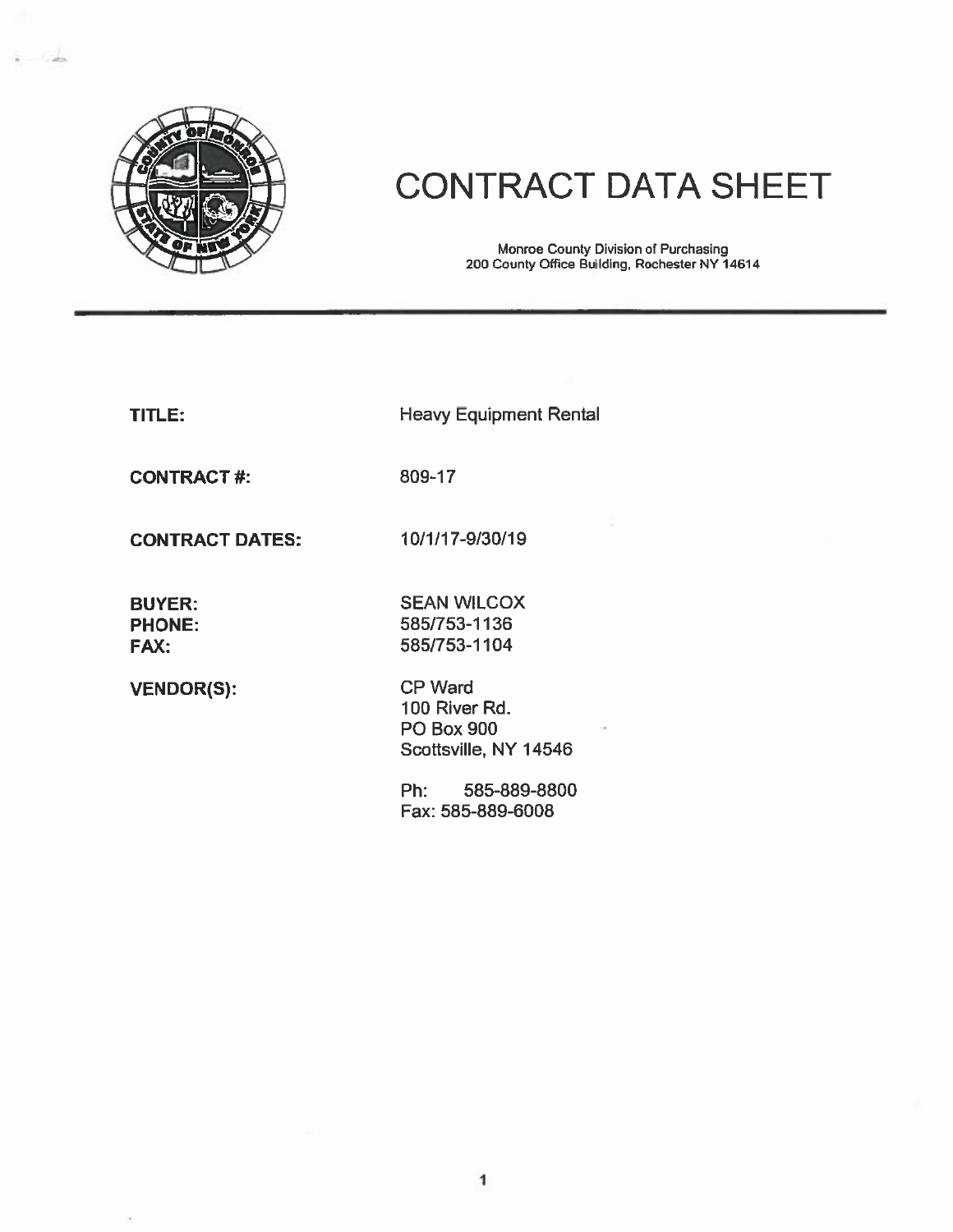# CONTRACT DATA SHEET

Monroe County Division of Purchasing
200 County Office Building, Rochester NY 14614

---

| | |
|---|---|
| **TITLE:** | Heavy Equipment Rental |
| **CONTRACT #:** | 809-17 |
| **CONTRACT DATES:** | 10/1/17-9/30/19 |
| **BUYER:** | SEAN WILCOX |
| **PHONE:** | 585/753-1136 |
| **FAX:** | 585/753-1104 |
| **VENDOR(S):** | CP Ward<br>100 River Rd.<br>PO Box 900<br>Scottsville, NY 14546<br><br>Ph: 585-889-8800<br>Fax: 585-889-6008 |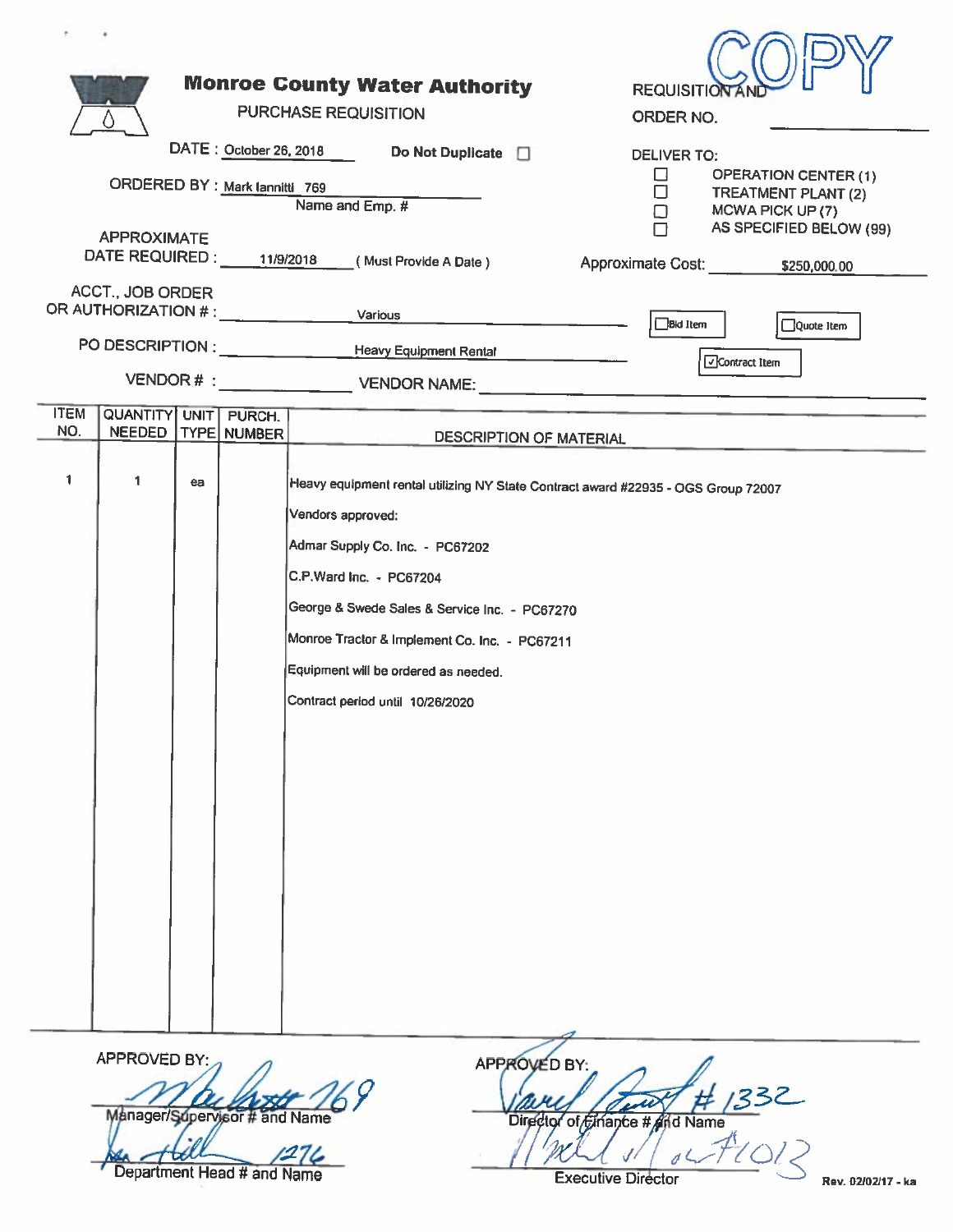# Monroe County Water Authority

## PURCHASE REQUISITION

COPY

REQUISITION AND ORDER NO. ____________

DATE : October 26, 2018

Do Not Duplicate ☐

ORDERED BY : Mark Iannitti 769
Name and Emp. #

DELIVER TO:

- ☐ OPERATION CENTER (1)
- ☐ TREATMENT PLANT (2)
- ☐ MCWA PICK UP (7)
- ☐ AS SPECIFIED BELOW (99)

APPROXIMATE DATE REQUIRED : 11/9/2018 ( Must Provide A Date )

Approximate Cost: $250,000.00

ACCT., JOB ORDER OR AUTHORIZATION # : Various

☐ Bid Item ☐ Quote Item ☑ Contract Item

PO DESCRIPTION : Heavy Equipment Rental

VENDOR # : ____________ VENDOR NAME: ____________

| ITEM NO. | QUANTITY NEEDED | UNIT TYPE | PURCH. NUMBER | DESCRIPTION OF MATERIAL |
|---|---|---|---|---|
| 1 | 1 | ea | | Heavy equipment rental utilizing NY State Contract award #22935 - OGS Group 72007 |
| | | | | Vendors approved: |
| | | | | Admar Supply Co. Inc. - PC67202 |
| | | | | C.P.Ward Inc. - PC67204 |
| | | | | George & Swede Sales & Service Inc. - PC67270 |
| | | | | Monroe Tractor & Implement Co. Inc. - PC67211 |
| | | | | Equipment will be ordered as needed. |
| | | | | Contract period until 10/26/2020 |

APPROVED BY:

Mark Iannitti 769
Manager/Supervisor # and Name

1276
Department Head # and Name

APPROVED BY:

#1332
Director of Finance # and Name

#1013
Executive Director

Rev. 02/02/17 - ka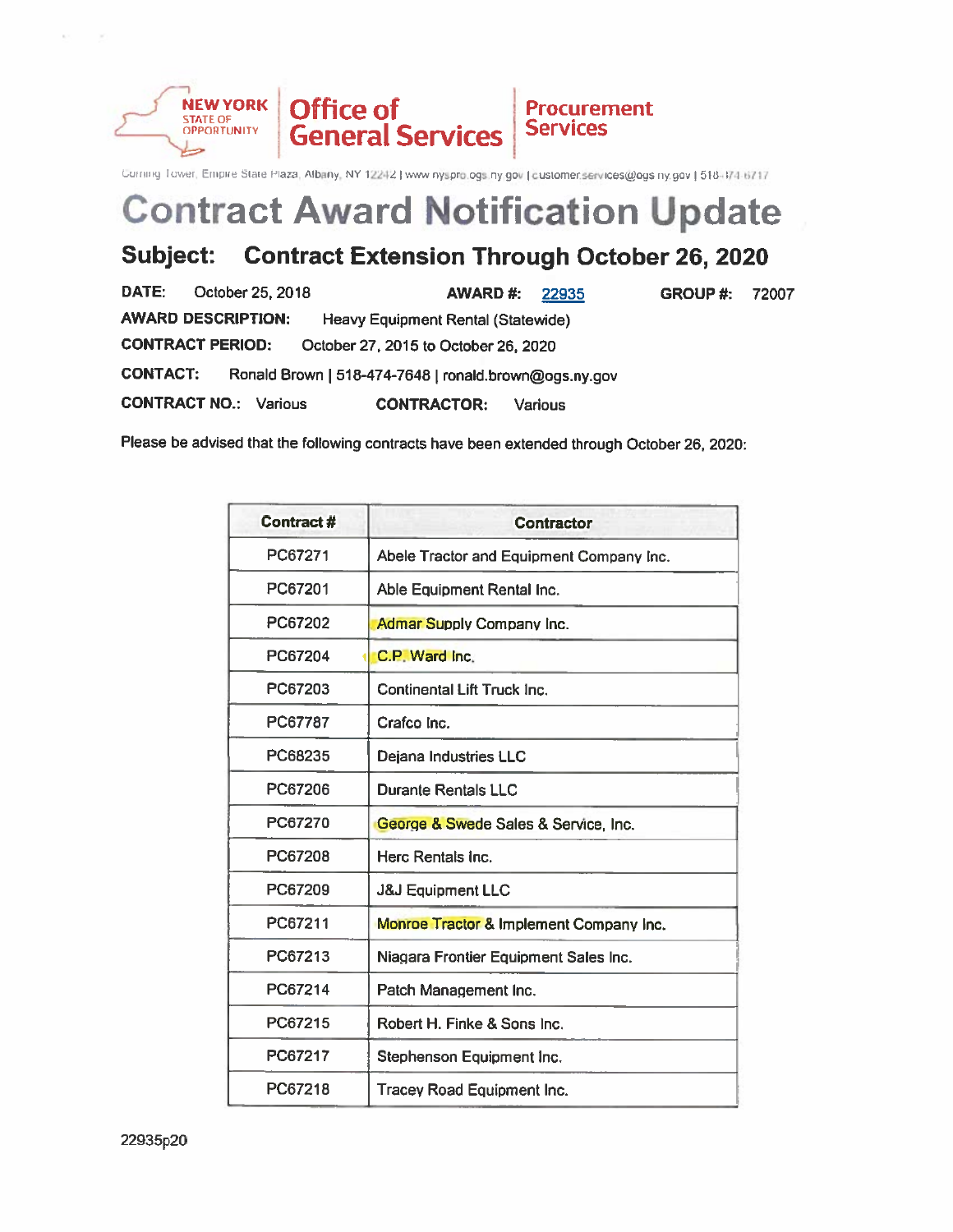NEW YORK STATE OF OPPORTUNITY | Office of General Services | Procurement Services

Corning Tower, Empire State Plaza, Albany, NY 12242 | www.nyspro.ogs.ny.gov | customer.services@ogs.ny.gov | 518-474-6717

# Contract Award Notification Update

## Subject: Contract Extension Through October 26, 2020

**DATE:** October 25, 2018 **AWARD #:** 22935 **GROUP #:** 72007

**AWARD DESCRIPTION:** Heavy Equipment Rental (Statewide)

**CONTRACT PERIOD:** October 27, 2015 to October 26, 2020

**CONTACT:** Ronald Brown | 518-474-7648 | ronald.brown@ogs.ny.gov

**CONTRACT NO.:** Various **CONTRACTOR:** Various

Please be advised that the following contracts have been extended through October 26, 2020:

| Contract # | Contractor |
|---|---|
| PC67271 | Abele Tractor and Equipment Company Inc. |
| PC67201 | Able Equipment Rental Inc. |
| PC67202 | Admar Supply Company Inc. |
| PC67204 | C.P. Ward Inc. |
| PC67203 | Continental Lift Truck Inc. |
| PC67787 | Crafco Inc. |
| PC68235 | Dejana Industries LLC |
| PC67206 | Durante Rentals LLC |
| PC67270 | George & Swede Sales & Service, Inc. |
| PC67208 | Herc Rentals Inc. |
| PC67209 | J&J Equipment LLC |
| PC67211 | Monroe Tractor & Implement Company Inc. |
| PC67213 | Niagara Frontier Equipment Sales Inc. |
| PC67214 | Patch Management Inc. |
| PC67215 | Robert H. Finke & Sons Inc. |
| PC67217 | Stephenson Equipment Inc. |
| PC67218 | Tracey Road Equipment Inc. |

22935p20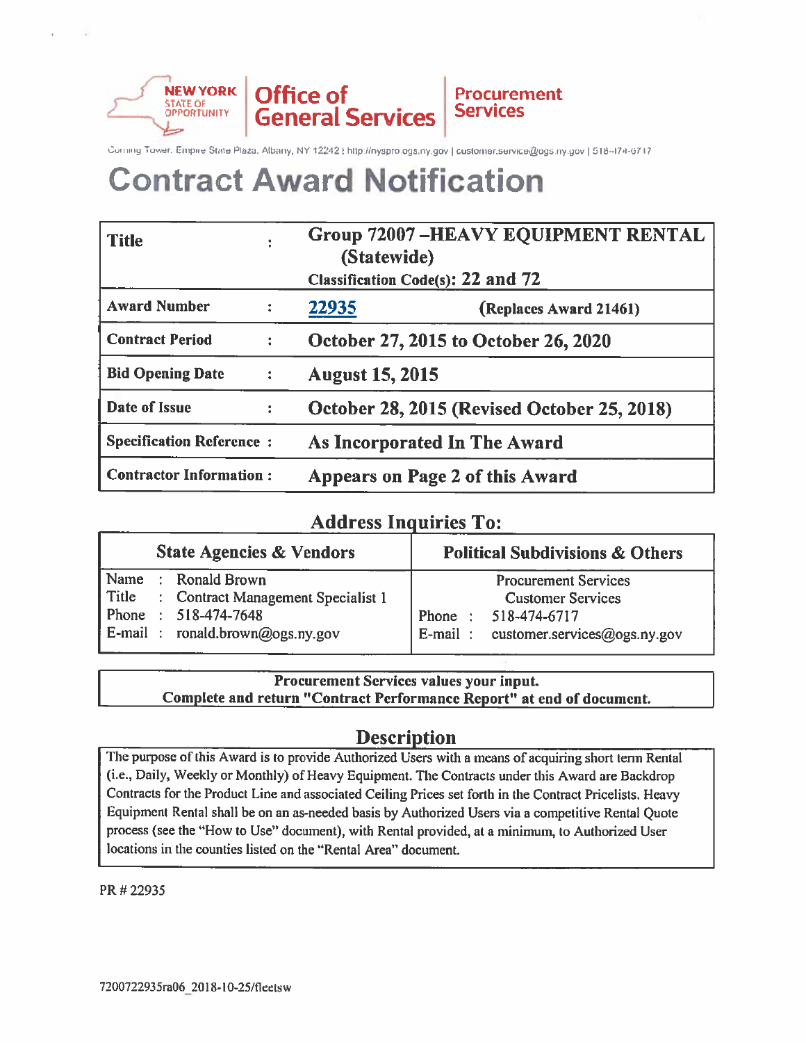NEW YORK STATE OF OPPORTUNITY | Office of General Services | Procurement Services

Corning Tower, Empire State Plaza, Albany, NY 12242 | http://nyspro.ogs.ny.gov | customer.service@ogs.ny.gov | 518-474-6717

# Contract Award Notification

| | | |
|---|---|---|
| **Title** | : | **Group 72007 –HEAVY EQUIPMENT RENTAL (Statewide)** **Classification Code(s): 22 and 72** |
| **Award Number** | : | **22935** (Replaces Award 21461) |
| **Contract Period** | : | **October 27, 2015 to October 26, 2020** |
| **Bid Opening Date** | : | **August 15, 2015** |
| **Date of Issue** | : | **October 28, 2015 (Revised October 25, 2018)** |
| **Specification Reference** | : | **As Incorporated In The Award** |
| **Contractor Information** | : | **Appears on Page 2 of this Award** |

## Address Inquiries To:

| State Agencies & Vendors | Political Subdivisions & Others |
|---|---|
| Name : Ronald Brown | Procurement Services |
| Title : Contract Management Specialist 1 | Customer Services |
| Phone : 518-474-7648 | Phone : 518-474-6717 |
| E-mail : ronald.brown@ogs.ny.gov | E-mail : customer.services@ogs.ny.gov |

**Procurement Services values your input.**
**Complete and return "Contract Performance Report" at end of document.**

## Description

The purpose of this Award is to provide Authorized Users with a means of acquiring short term Rental (i.e., Daily, Weekly or Monthly) of Heavy Equipment. The Contracts under this Award are Backdrop Contracts for the Product Line and associated Ceiling Prices set forth in the Contract Pricelists. Heavy Equipment Rental shall be on an as-needed basis by Authorized Users via a competitive Rental Quote process (see the "How to Use" document), with Rental provided, at a minimum, to Authorized User locations in the counties listed on the "Rental Area" document.

PR # 22935

7200722935ra06_2018-10-25/fleetsw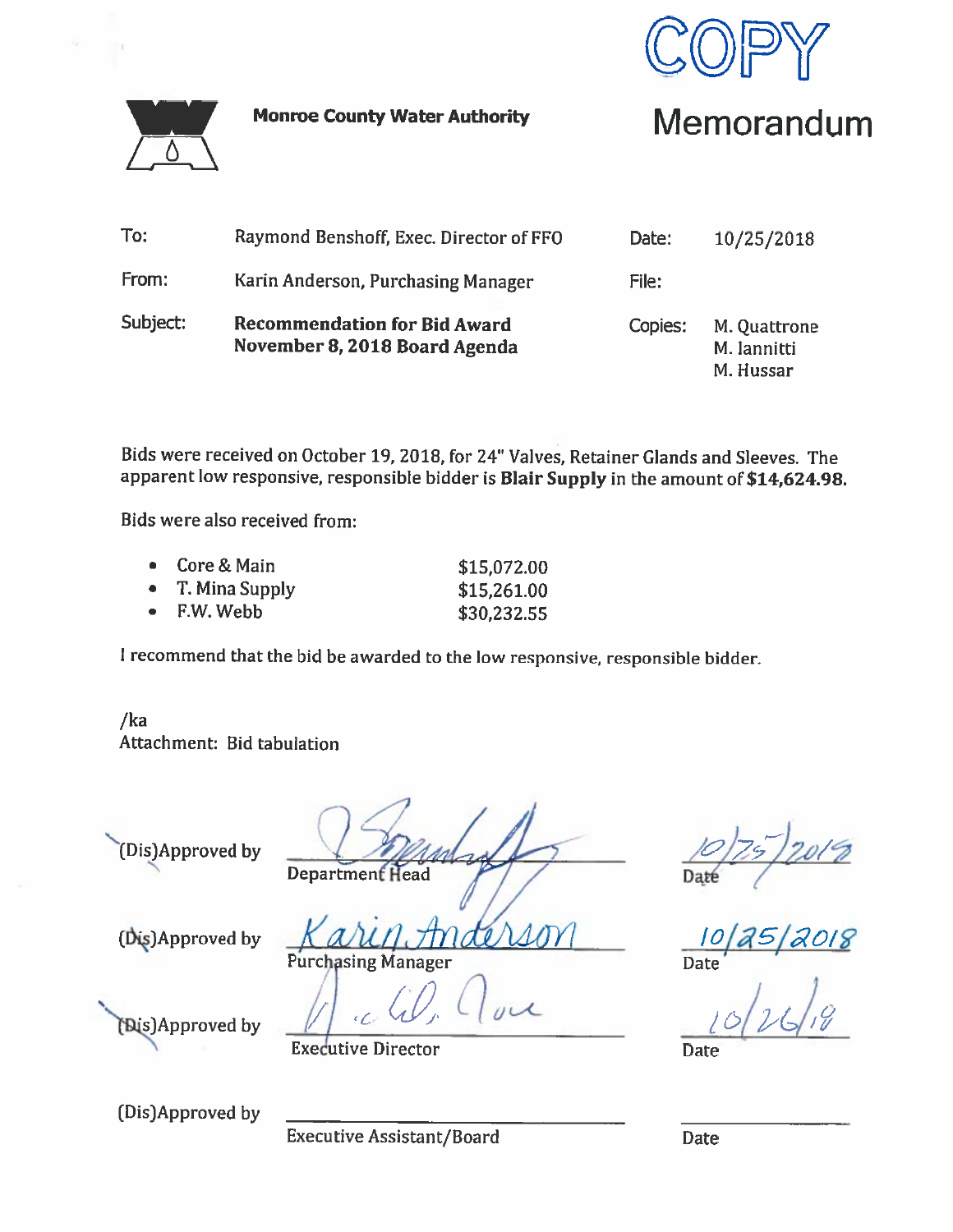COPY

**Monroe County Water Authority**

# Memorandum

| | | | |
|---|---|---|---|
| To: | Raymond Benshoff, Exec. Director of FFO | Date: | 10/25/2018 |
| From: | Karin Anderson, Purchasing Manager | File: | |
| Subject: | **Recommendation for Bid Award November 8, 2018 Board Agenda** | Copies: | M. Quattrone<br>M. Iannitti<br>M. Hussar |

Bids were received on October 19, 2018, for 24" Valves, Retainer Glands and Sleeves. The apparent low responsive, responsible bidder is **Blair Supply** in the amount of **$14,624.98.**

Bids were also received from:

- Core & Main $15,072.00
- T. Mina Supply $15,261.00
- F.W. Webb $30,232.55

I recommend that the bid be awarded to the low responsive, responsible bidder.

/ka
Attachment: Bid tabulation

| | | |
|---|---|---|
| (Dis)Approved by | [signature]<br>Department Head | 10/25/2018<br>Date |
| (Dis)Approved by | Karin Anderson<br>Purchasing Manager | 10/25/2018<br>Date |
| (Dis)Approved by | [signature]<br>Executive Director | 10/26/18<br>Date |
| (Dis)Approved by | Executive Assistant/Board | Date |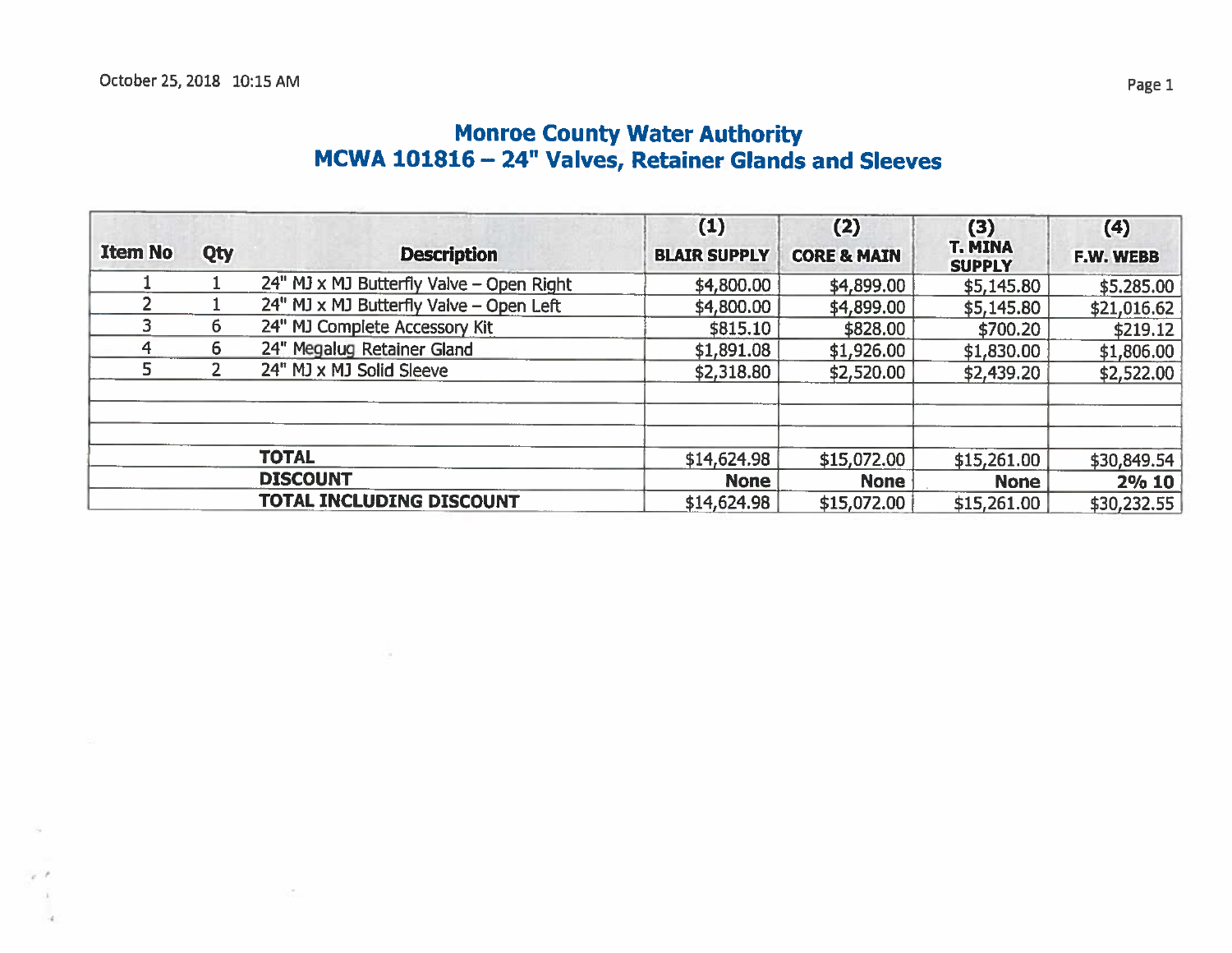October 25, 2018 10:15 AM

# Monroe County Water Authority
## MCWA 101816 – 24" Valves, Retainer Glands and Sleeves

| Item No | Qty | Description | (1) BLAIR SUPPLY | (2) CORE & MAIN | (3) T. MINA SUPPLY | (4) F.W. WEBB |
|---|---|---|---|---|---|---|
| 1 | 1 | 24" MJ x MJ Butterfly Valve – Open Right | $4,800.00 | $4,899.00 | $5,145.80 | $5.285.00 |
| 2 | 1 | 24" MJ x MJ Butterfly Valve – Open Left | $4,800.00 | $4,899.00 | $5,145.80 | $21,016.62 |
| 3 | 6 | 24" MJ Complete Accessory Kit | $815.10 | $828.00 | $700.20 | $219.12 |
| 4 | 6 | 24" Megalug Retainer Gland | $1,891.08 | $1,926.00 | $1,830.00 | $1,806.00 |
| 5 | 2 | 24" MJ x MJ Solid Sleeve | $2,318.80 | $2,520.00 | $2,439.20 | $2,522.00 |
| | | | | | | |
| | | | | | | |
| | | | | | | |
| | | **TOTAL** | $14,624.98 | $15,072.00 | $15,261.00 | $30,849.54 |
| | | **DISCOUNT** | **None** | **None** | **None** | **2% 10** |
| | | **TOTAL INCLUDING DISCOUNT** | $14,624.98 | $15,072.00 | $15,261.00 | $30,232.55 |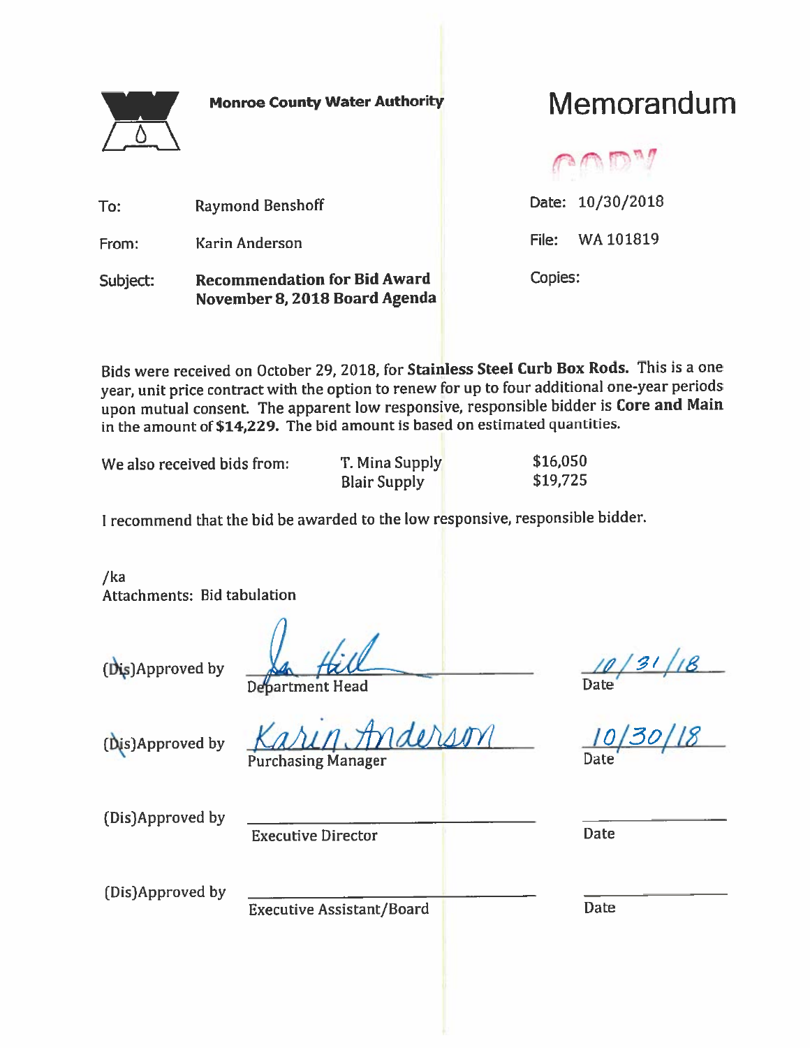**Monroe County Water Authority**

# Memorandum

COPY

| | |
|---|---|
| To: | Raymond Benshoff |
| From: | Karin Anderson |
| Subject: | **Recommendation for Bid Award November 8, 2018 Board Agenda** |

Date: 10/30/2018

File: WA 101819

Copies:

Bids were received on October 29, 2018, for **Stainless Steel Curb Box Rods.** This is a one year, unit price contract with the option to renew for up to four additional one-year periods upon mutual consent. The apparent low responsive, responsible bidder is **Core and Main** in the amount of **$14,229.** The bid amount is based on estimated quantities.

| We also received bids from: | | |
|---|---|---|
| | T. Mina Supply | $16,050 |
| | Blair Supply | $19,725 |

I recommend that the bid be awarded to the low responsive, responsible bidder.

/ka
Attachments: Bid tabulation

(Dis)Approved by ~~Dis~~ — Department Head — *[signature]* — Date: 10/31/18

(Dis)Approved by ~~Dis~~ — Purchasing Manager — *Karin Anderson* — Date: 10/30/18

(Dis)Approved by ______________________ Executive Director — Date ________

(Dis)Approved by ______________________ Executive Assistant/Board — Date ________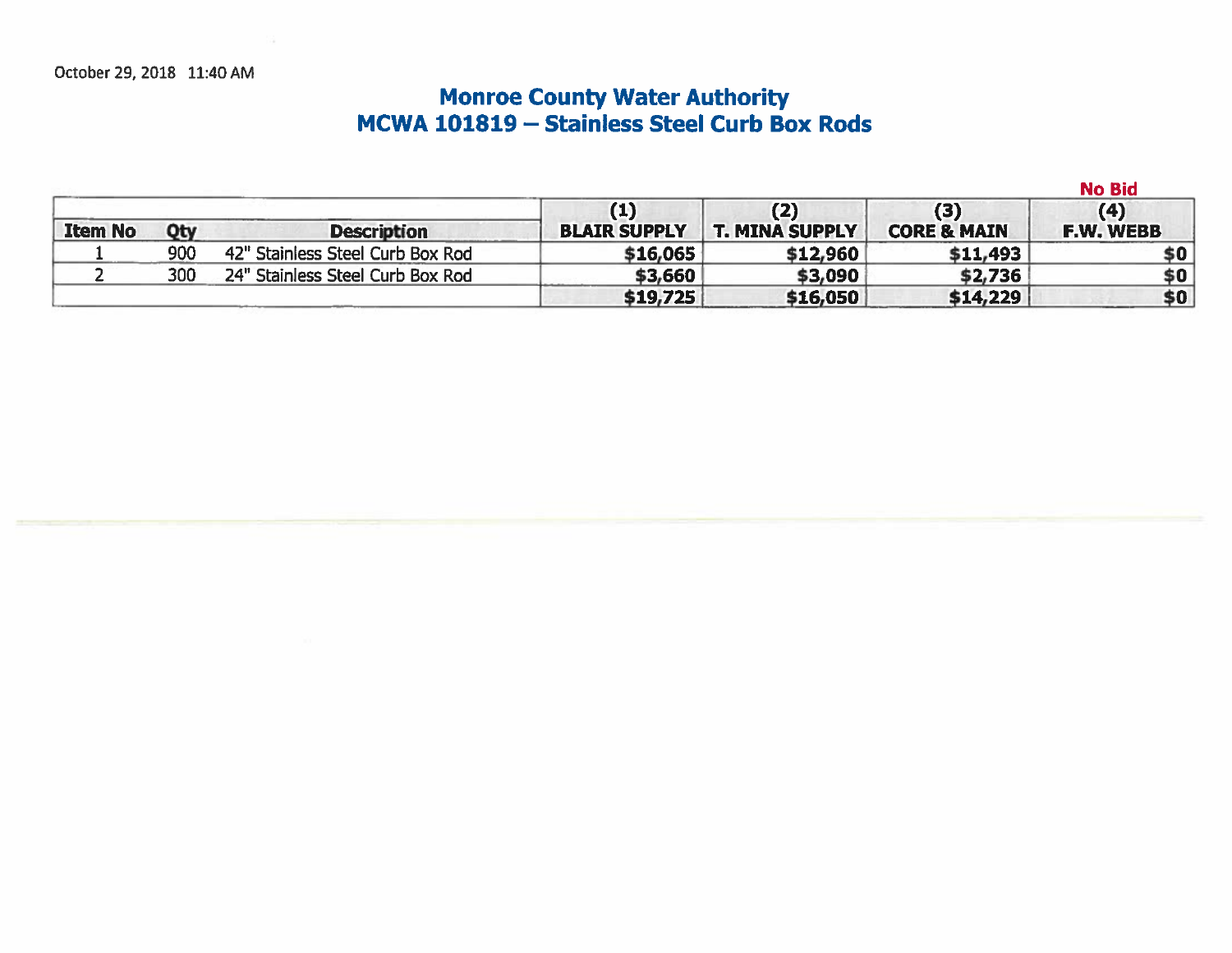October 29, 2018 11:40 AM

# Monroe County Water Authority
## MCWA 101819 – Stainless Steel Curb Box Rods

| Item No | Qty | Description | (1) BLAIR SUPPLY | (2) T. MINA SUPPLY | (3) CORE & MAIN | No Bid (4) F.W. WEBB |
|---|---|---|---|---|---|---|
| 1 | 900 | 42" Stainless Steel Curb Box Rod | **$16,065** | **$12,960** | **$11,493** | **$0** |
| 2 | 300 | 24" Stainless Steel Curb Box Rod | **$3,660** | **$3,090** | **$2,736** | **$0** |
| | | | **$19,725** | **$16,050** | **$14,229** | **$0** |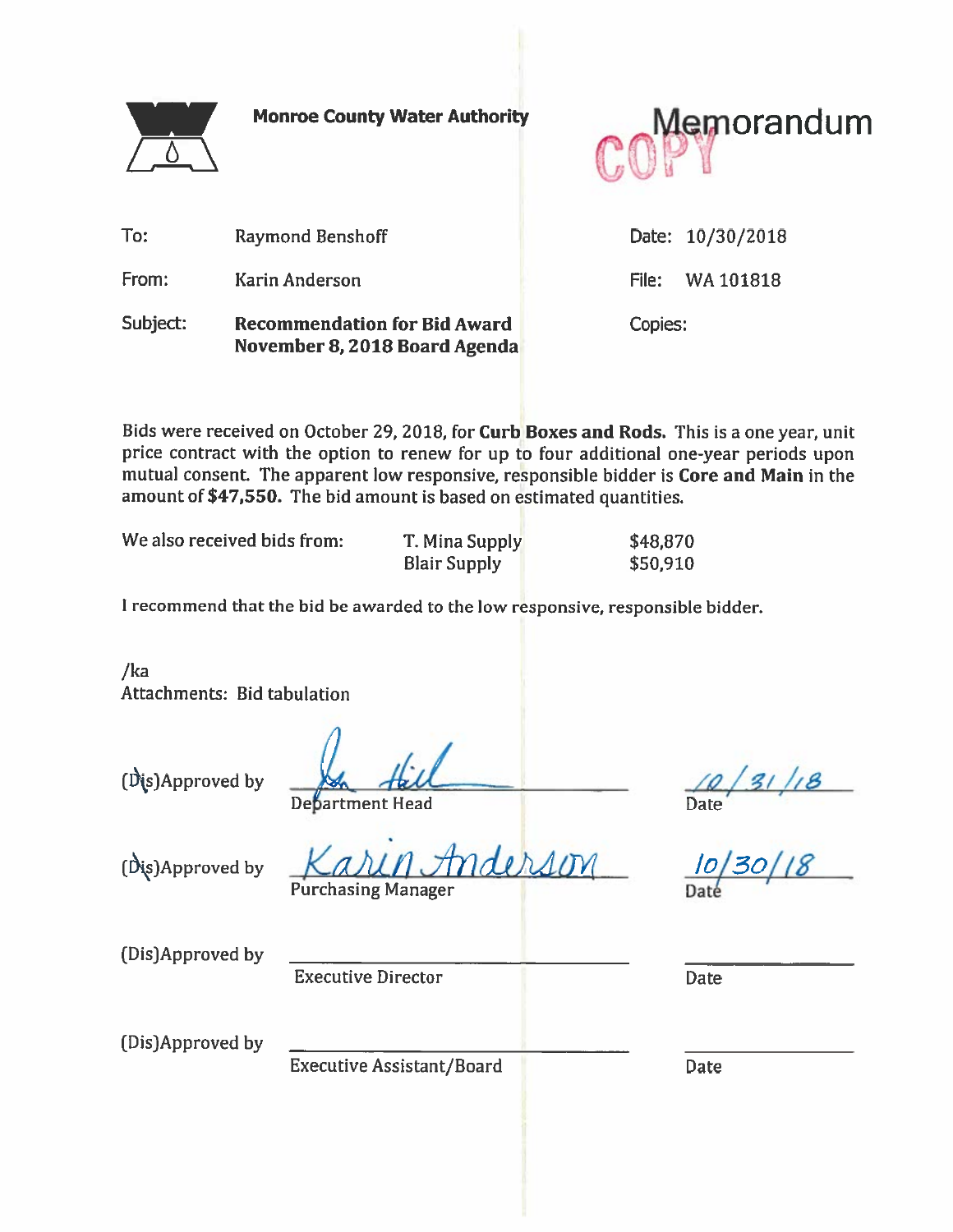**Monroe County Water Authority**

# Memorandum

COPY

| | | | |
|---|---|---|---|
| To: | Raymond Benshoff | Date: | 10/30/2018 |
| From: | Karin Anderson | File: | WA 101818 |
| Subject: | **Recommendation for Bid Award November 8, 2018 Board Agenda** | Copies: | |

Bids were received on October 29, 2018, for **Curb Boxes and Rods.** This is a one year, unit price contract with the option to renew for up to four additional one-year periods upon mutual consent. The apparent low responsive, responsible bidder is **Core and Main** in the amount of **$47,550.** The bid amount is based on estimated quantities.

| We also received bids from: | T. Mina Supply | $48,870 |
|---|---|---|
| | Blair Supply | $50,910 |

I recommend that the bid be awarded to the low responsive, responsible bidder.

/ka
Attachments: Bid tabulation

| | | |
|---|---|---|
| (Dis)Approved by | Department Head | 10/31/18 Date |
| (Dis)Approved by | Karin Anderson Purchasing Manager | 10/30/18 Date |
| (Dis)Approved by | Executive Director | Date |
| (Dis)Approved by | Executive Assistant/Board | Date |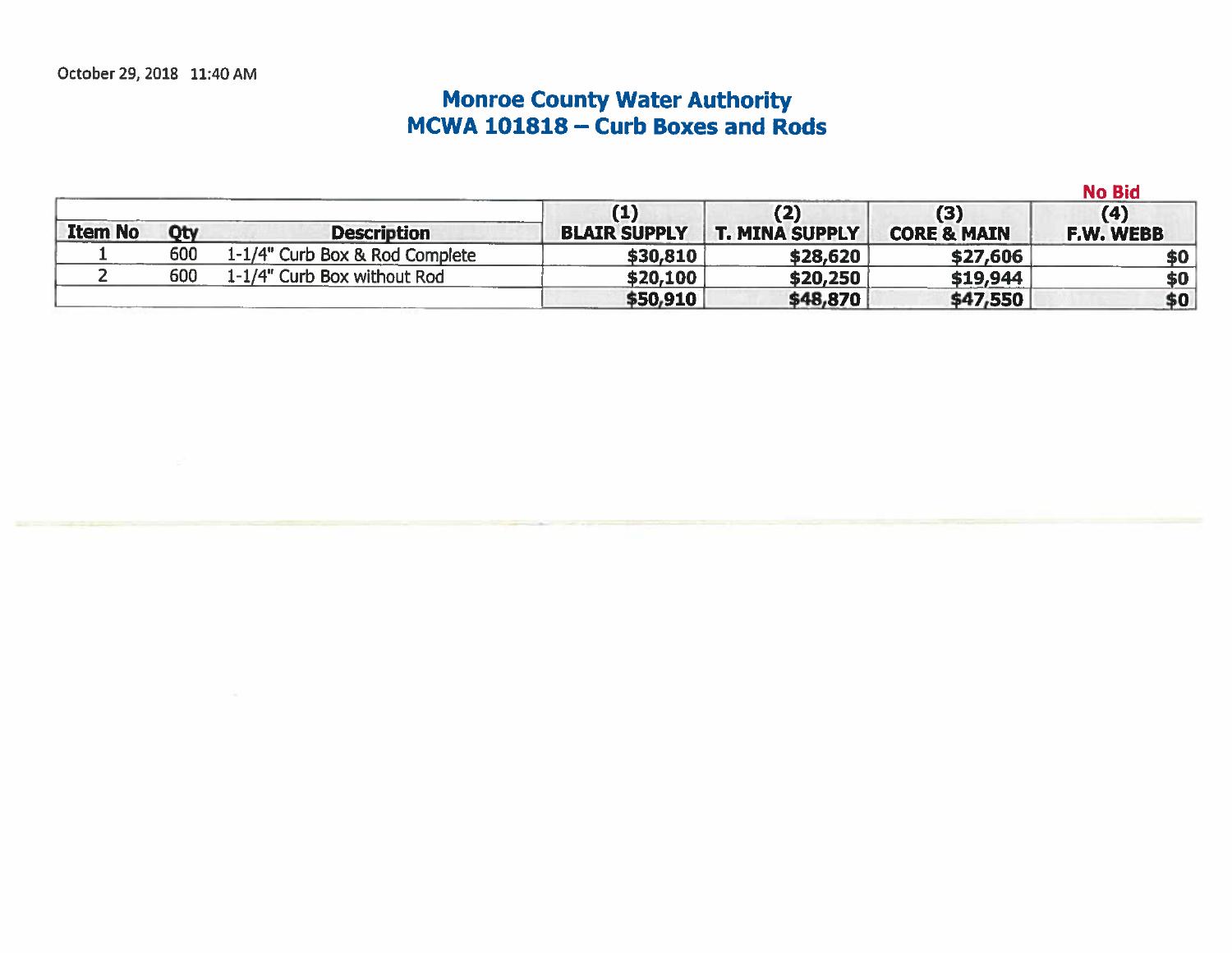October 29, 2018 11:40 AM

## Monroe County Water Authority
## MCWA 101818 – Curb Boxes and Rods

| Item No | Qty | Description | (1) BLAIR SUPPLY | (2) T. MINA SUPPLY | (3) CORE & MAIN | No Bid (4) F.W. WEBB |
|---|---|---|---|---|---|---|
| 1 | 600 | 1-1/4" Curb Box & Rod Complete | $30,810 | $28,620 | $27,606 | $0 |
| 2 | 600 | 1-1/4" Curb Box without Rod | $20,100 | $20,250 | $19,944 | $0 |
| | | | **$50,910** | **$48,870** | **$47,550** | **$0** |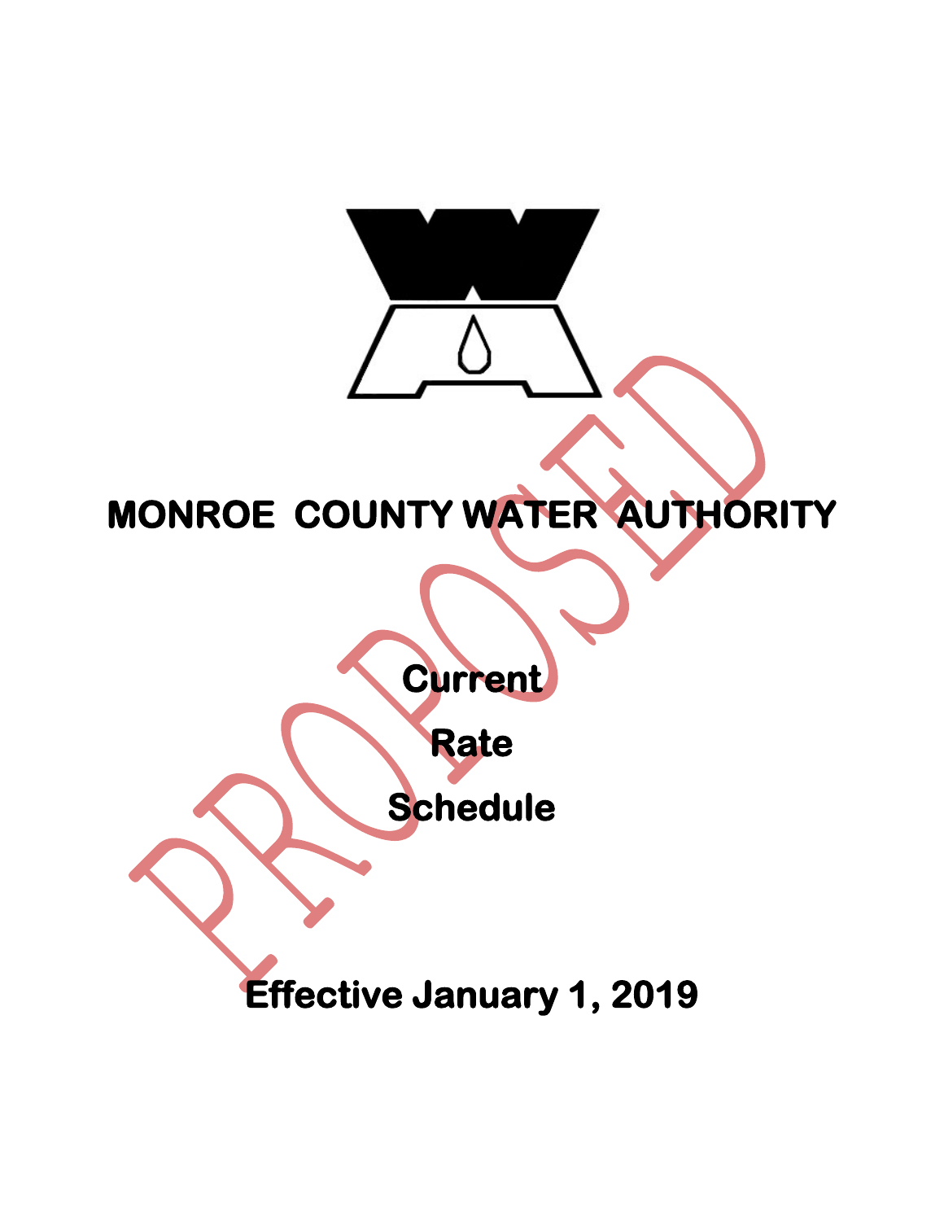# MONROE COUNTY WATER AUTHORITY

PROPOSED

**Current**

**Rate**

**Schedule**

**Effective January 1, 2019**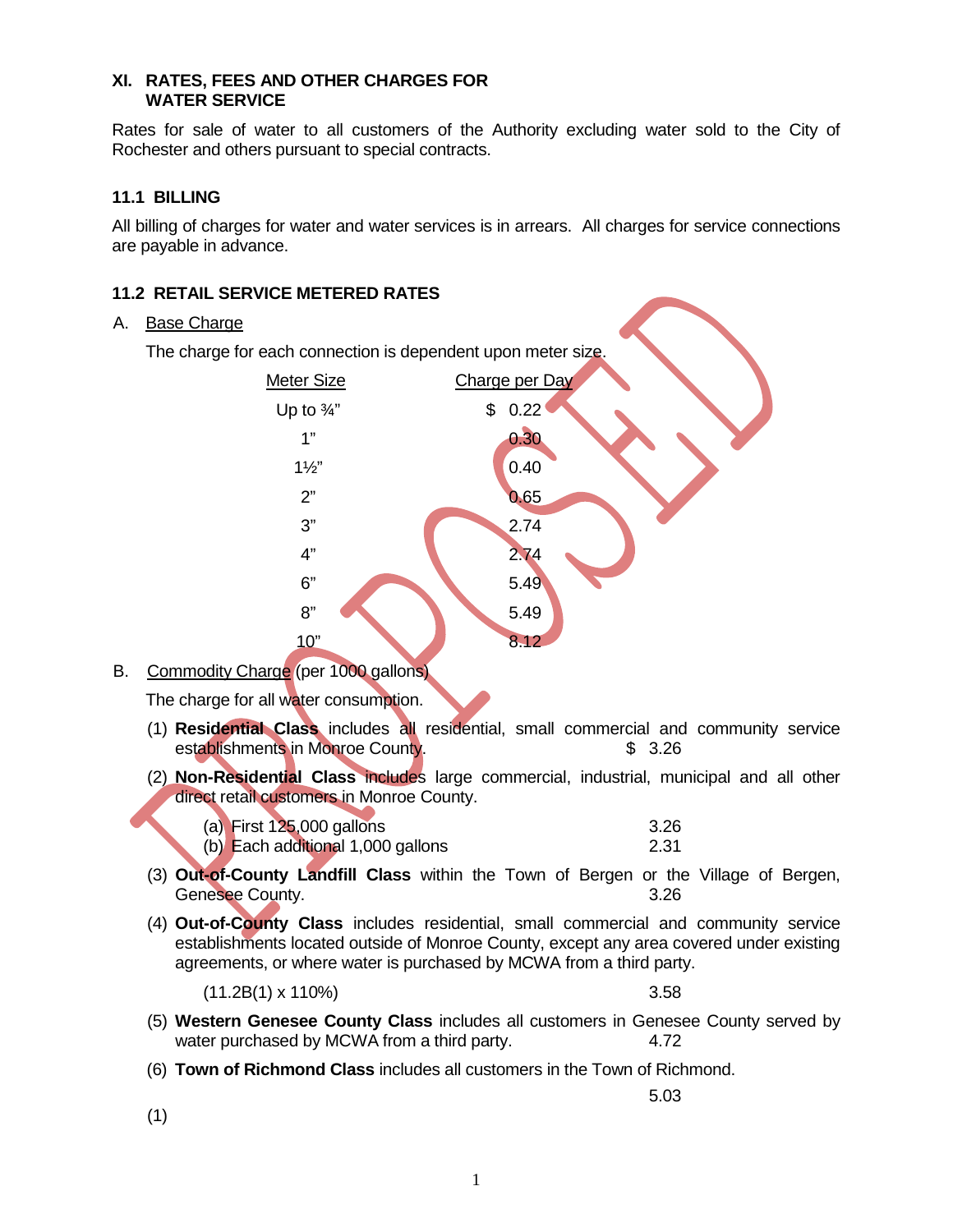## XI. RATES, FEES AND OTHER CHARGES FOR WATER SERVICE

Rates for sale of water to all customers of the Authority excluding water sold to the City of Rochester and others pursuant to special contracts.

### 11.1 BILLING

All billing of charges for water and water services is in arrears. All charges for service connections are payable in advance.

### 11.2 RETAIL SERVICE METERED RATES

A. Base Charge

The charge for each connection is dependent upon meter size.

| Meter Size | Charge per Day |
|---|---|
| Up to ¾" | $ 0.22 |
| 1" | 0.30 |
| 1½" | 0.40 |
| 2" | 0.65 |
| 3" | 2.74 |
| 4" | 2.74 |
| 6" | 5.49 |
| 8" | 5.49 |
| 10" | 8.12 |

B. Commodity Charge (per 1000 gallons)

The charge for all water consumption.

(1) **Residential Class** includes all residential, small commercial and community service establishments in Monroe County. $ 3.26

(2) **Non-Residential Class** includes large commercial, industrial, municipal and all other direct retail customers in Monroe County.

(a) First 125,000 gallons 3.26
(b) Each additional 1,000 gallons 2.31

(3) **Out-of-County Landfill Class** within the Town of Bergen or the Village of Bergen, Genesee County. 3.26

(4) **Out-of-County Class** includes residential, small commercial and community service establishments located outside of Monroe County, except any area covered under existing agreements, or where water is purchased by MCWA from a third party.

(11.2B(1) x 110%) 3.58

(5) **Western Genesee County Class** includes all customers in Genesee County served by water purchased by MCWA from a third party. 4.72

(6) **Town of Richmond Class** includes all customers in the Town of Richmond.

5.03

(1)

PROPOSED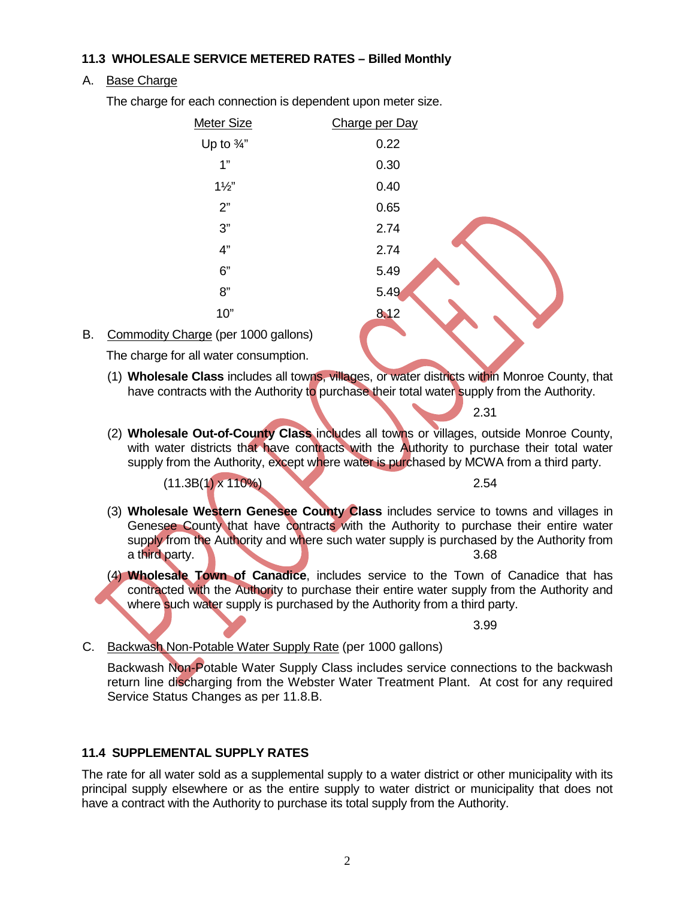**11.3 WHOLESALE SERVICE METERED RATES – Billed Monthly**

A. Base Charge

The charge for each connection is dependent upon meter size.

| Meter Size | Charge per Day |
|---|---|
| Up to ¾" | 0.22 |
| 1" | 0.30 |
| 1½" | 0.40 |
| 2" | 0.65 |
| 3" | 2.74 |
| 4" | 2.74 |
| 6" | 5.49 |
| 8" | 5.49 |
| 10" | 8.12 |

B. Commodity Charge (per 1000 gallons)

The charge for all water consumption.

(1) **Wholesale Class** includes all towns, villages, or water districts within Monroe County, that have contracts with the Authority to purchase their total water supply from the Authority.

2.31

(2) **Wholesale Out-of-County Class** includes all towns or villages, outside Monroe County, with water districts that have contracts with the Authority to purchase their total water supply from the Authority, except where water is purchased by MCWA from a third party.

(11.3B(1) x 110%) 2.54

(3) **Wholesale Western Genesee County Class** includes service to towns and villages in Genesee County that have contracts with the Authority to purchase their entire water supply from the Authority and where such water supply is purchased by the Authority from a third party. 3.68

(4) **Wholesale Town of Canadice**, includes service to the Town of Canadice that has contracted with the Authority to purchase their entire water supply from the Authority and where such water supply is purchased by the Authority from a third party.

3.99

C. Backwash Non-Potable Water Supply Rate (per 1000 gallons)

Backwash Non-Potable Water Supply Class includes service connections to the backwash return line discharging from the Webster Water Treatment Plant. At cost for any required Service Status Changes as per 11.8.B.

**11.4 SUPPLEMENTAL SUPPLY RATES**

The rate for all water sold as a supplemental supply to a water district or other municipality with its principal supply elsewhere or as the entire supply to water district or municipality that does not have a contract with the Authority to purchase its total supply from the Authority.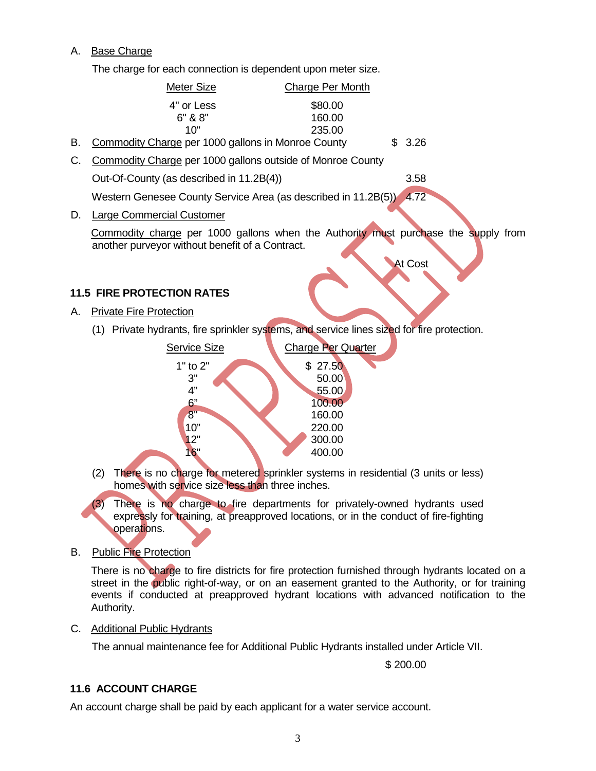A. Base Charge

The charge for each connection is dependent upon meter size.

| Meter Size | Charge Per Month |
|---|---|
| 4" or Less | $80.00 |
| 6" & 8" | 160.00 |
| 10" | 235.00 |

B. Commodity Charge per 1000 gallons in Monroe County $ 3.26

C. Commodity Charge per 1000 gallons outside of Monroe County

Out-Of-County (as described in 11.2B(4)) 3.58

Western Genesee County Service Area (as described in 11.2B(5)) 4.72

D. Large Commercial Customer

Commodity charge per 1000 gallons when the Authority must purchase the supply from another purveyor without benefit of a Contract.

At Cost

PROPOSED

### 11.5 FIRE PROTECTION RATES

A. Private Fire Protection

(1) Private hydrants, fire sprinkler systems, and service lines sized for fire protection.

| Service Size | Charge Per Quarter |
|---|---|
| 1" to 2" | $ 27.50 |
| 3" | 50.00 |
| 4" | 55.00 |
| 6" | 100.00 |
| 8" | 160.00 |
| 10" | 220.00 |
| 12" | 300.00 |
| 16" | 400.00 |

(2) There is no charge for metered sprinkler systems in residential (3 units or less) homes with service size less than three inches.

(3) There is no charge to fire departments for privately-owned hydrants used expressly for training, at preapproved locations, or in the conduct of fire-fighting operations.

B. Public Fire Protection

There is no charge to fire districts for fire protection furnished through hydrants located on a street in the public right-of-way, or on an easement granted to the Authority, or for training events if conducted at preapproved hydrant locations with advanced notification to the Authority.

C. Additional Public Hydrants

The annual maintenance fee for Additional Public Hydrants installed under Article VII.

$ 200.00

### 11.6 ACCOUNT CHARGE

An account charge shall be paid by each applicant for a water service account.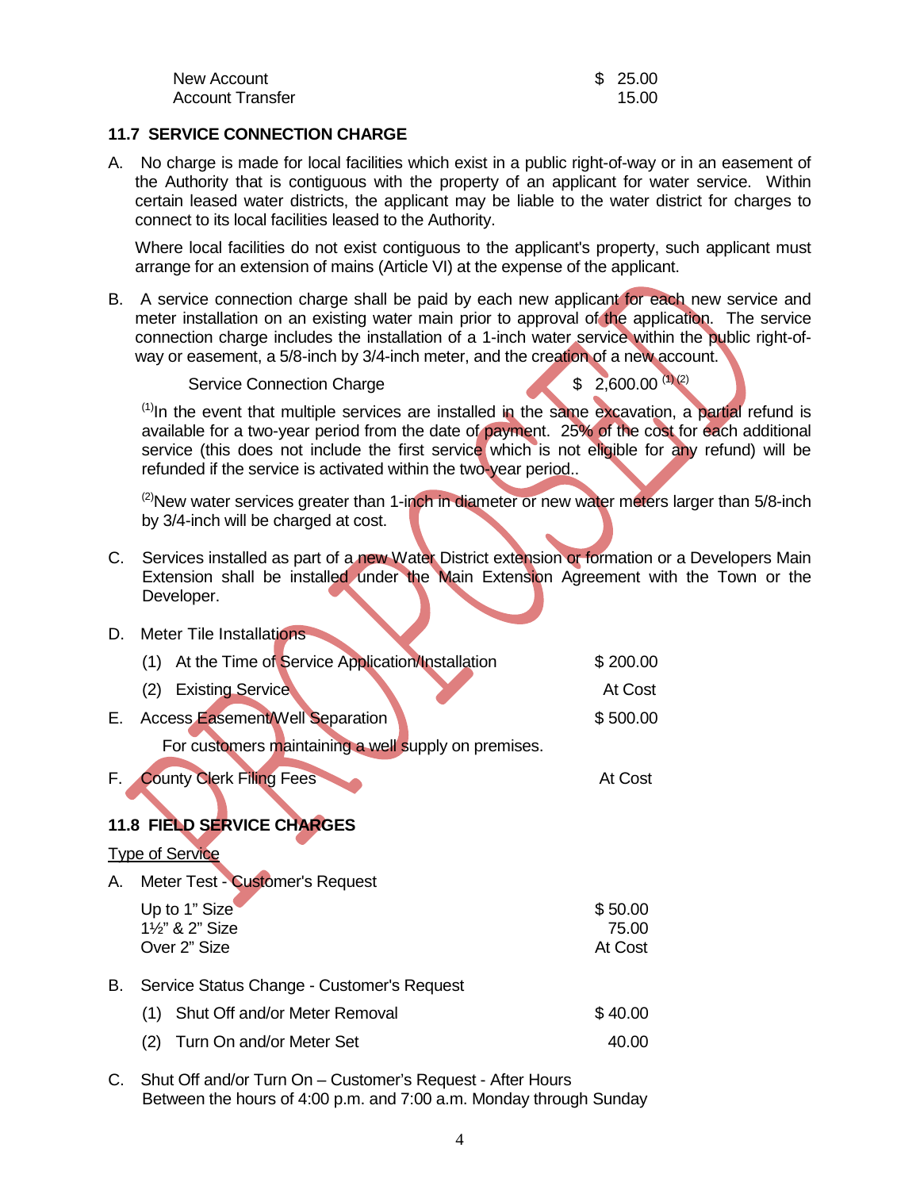| | |
|---|---|
| New Account | $ 25.00 |
| Account Transfer | 15.00 |

## 11.7 SERVICE CONNECTION CHARGE

A. No charge is made for local facilities which exist in a public right-of-way or in an easement of the Authority that is contiguous with the property of an applicant for water service. Within certain leased water districts, the applicant may be liable to the water district for charges to connect to its local facilities leased to the Authority.

Where local facilities do not exist contiguous to the applicant's property, such applicant must arrange for an extension of mains (Article VI) at the expense of the applicant.

B. A service connection charge shall be paid by each new applicant for each new service and meter installation on an existing water main prior to approval of the application. The service connection charge includes the installation of a 1-inch water service within the public right-of-way or easement, a 5/8-inch by 3/4-inch meter, and the creation of a new account.

| | |
|---|---|
| Service Connection Charge | $ 2,600.00 [(1) (2)] |

[(1)] In the event that multiple services are installed in the same excavation, a partial refund is available for a two-year period from the date of payment. 25% of the cost for each additional service (this does not include the first service which is not eligible for any refund) will be refunded if the service is activated within the two-year period..

[(2)] New water services greater than 1-inch in diameter or new water meters larger than 5/8-inch by 3/4-inch will be charged at cost.

C. Services installed as part of a new Water District extension or formation or a Developers Main Extension shall be installed under the Main Extension Agreement with the Town or the Developer.

D. Meter Tile Installations

| | |
|---|---|
| (1) At the Time of Service Application/Installation | $ 200.00 |
| (2) Existing Service | At Cost |

E. Access Easement/Well Separation — $ 500.00

For customers maintaining a well supply on premises.

F. County Clerk Filing Fees — At Cost

## 11.8 FIELD SERVICE CHARGES

Type of Service

A. Meter Test - Customer's Request

| | |
|---|---|
| Up to 1" Size | $ 50.00 |
| 1½" & 2" Size | 75.00 |
| Over 2" Size | At Cost |

B. Service Status Change - Customer's Request

| | |
|---|---|
| (1) Shut Off and/or Meter Removal | $ 40.00 |
| (2) Turn On and/or Meter Set | 40.00 |

C. Shut Off and/or Turn On – Customer's Request - After Hours
Between the hours of 4:00 p.m. and 7:00 a.m. Monday through Sunday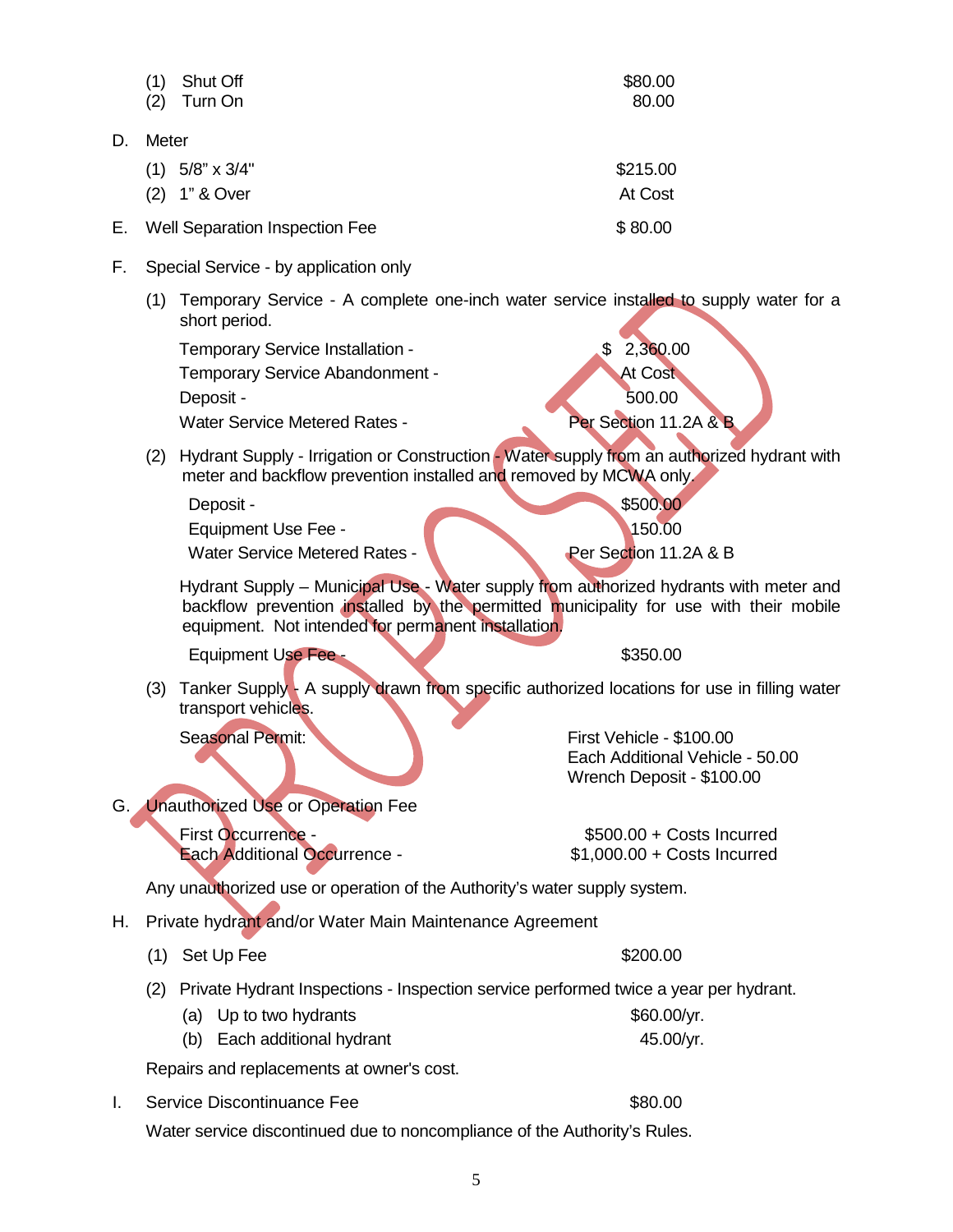(1) Shut Off $80.00
(2) Turn On 80.00

D. Meter

(1) 5/8" x 3/4" $215.00
(2) 1" & Over At Cost

E. Well Separation Inspection Fee $ 80.00

F. Special Service - by application only

(1) Temporary Service - A complete one-inch water service installed to supply water for a short period.

| | |
|---|---|
| Temporary Service Installation - | $ 2,360.00 |
| Temporary Service Abandonment - | At Cost |
| Deposit - | 500.00 |
| Water Service Metered Rates - | Per Section 11.2A & B |

(2) Hydrant Supply - Irrigation or Construction - Water supply from an authorized hydrant with meter and backflow prevention installed and removed by MCWA only.

| | |
|---|---|
| Deposit - | $500.00 |
| Equipment Use Fee - | 150.00 |
| Water Service Metered Rates - | Per Section 11.2A & B |

Hydrant Supply – Municipal Use - Water supply from authorized hydrants with meter and backflow prevention installed by the permitted municipality for use with their mobile equipment. Not intended for permanent installation.

Equipment Use Fee - $350.00

(3) Tanker Supply - A supply drawn from specific authorized locations for use in filling water transport vehicles.

Seasonal Permit:
First Vehicle - $100.00
Each Additional Vehicle - 50.00
Wrench Deposit - $100.00

G. Unauthorized Use or Operation Fee

| | |
|---|---|
| First Occurrence - | $500.00 + Costs Incurred |
| Each Additional Occurrence - | $1,000.00 + Costs Incurred |

Any unauthorized use or operation of the Authority's water supply system.

H. Private hydrant and/or Water Main Maintenance Agreement

(1) Set Up Fee $200.00

(2) Private Hydrant Inspections - Inspection service performed twice a year per hydrant.

(a) Up to two hydrants $60.00/yr.
(b) Each additional hydrant 45.00/yr.

Repairs and replacements at owner's cost.

I. Service Discontinuance Fee $80.00

Water service discontinued due to noncompliance of the Authority's Rules.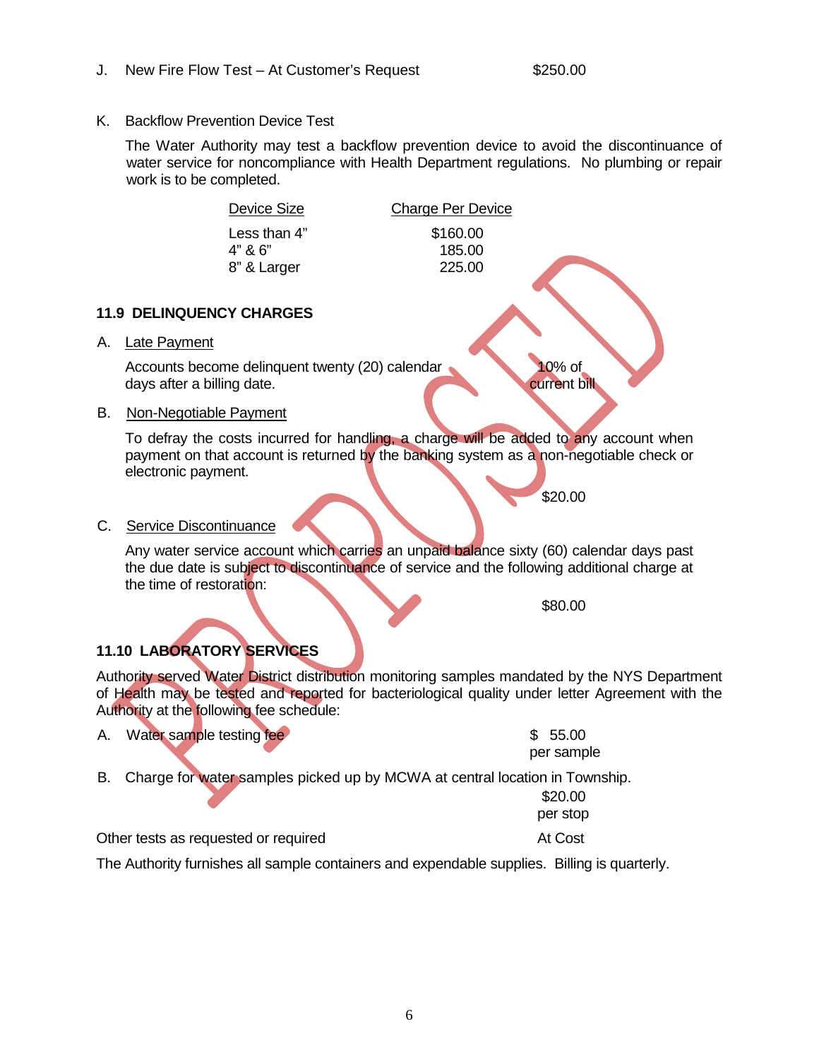J. New Fire Flow Test – At Customer's Request $250.00

K. Backflow Prevention Device Test

The Water Authority may test a backflow prevention device to avoid the discontinuance of water service for noncompliance with Health Department regulations. No plumbing or repair work is to be completed.

| Device Size | Charge Per Device |
|---|---|
| Less than 4" | $160.00 |
| 4" & 6" | 185.00 |
| 8" & Larger | 225.00 |

PROPOSED

### 11.9 DELINQUENCY CHARGES

A. Late Payment

Accounts become delinquent twenty (20) calendar days after a billing date. 10% of current bill

B. Non-Negotiable Payment

To defray the costs incurred for handling, a charge will be added to any account when payment on that account is returned by the banking system as a non-negotiable check or electronic payment.

$20.00

C. Service Discontinuance

Any water service account which carries an unpaid balance sixty (60) calendar days past the due date is subject to discontinuance of service and the following additional charge at the time of restoration:

$80.00

### 11.10 LABORATORY SERVICES

Authority served Water District distribution monitoring samples mandated by the NYS Department of Health may be tested and reported for bacteriological quality under letter Agreement with the Authority at the following fee schedule:

A. Water sample testing fee $ 55.00 per sample

B. Charge for water samples picked up by MCWA at central location in Township. $20.00 per stop

Other tests as requested or required At Cost

The Authority furnishes all sample containers and expendable supplies. Billing is quarterly.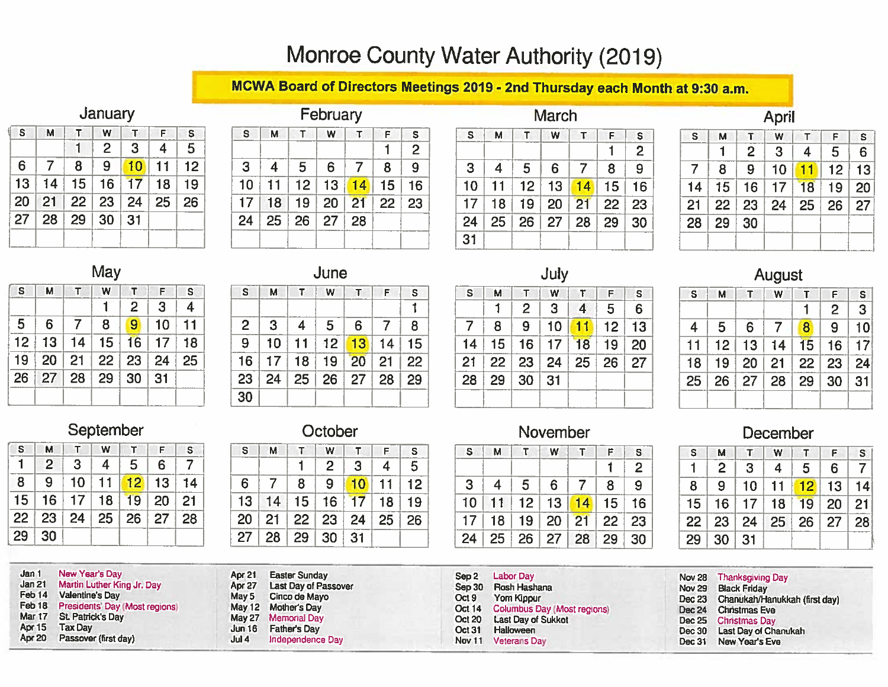# Monroe County Water Authority (2019)

**MCWA Board of Directors Meetings 2019 - 2nd Thursday each Month at 9:30 a.m.**

### January

| S | M | T | W | T | F | S |
|---|---|---|---|---|---|---|
| | | 1 | 2 | 3 | 4 | 5 |
| 6 | 7 | 8 | 9 | **10** | 11 | 12 |
| 13 | 14 | 15 | 16 | 17 | 18 | 19 |
| 20 | 21 | 22 | 23 | 24 | 25 | 26 |
| 27 | 28 | 29 | 30 | 31 | | |

### February

| S | M | T | W | T | F | S |
|---|---|---|---|---|---|---|
| | | | | | 1 | 2 |
| 3 | 4 | 5 | 6 | 7 | 8 | 9 |
| 10 | 11 | 12 | 13 | **14** | 15 | 16 |
| 17 | 18 | 19 | 20 | 21 | 22 | 23 |
| 24 | 25 | 26 | 27 | 28 | | |

### March

| S | M | T | W | T | F | S |
|---|---|---|---|---|---|---|
| | | | | | 1 | 2 |
| 3 | 4 | 5 | 6 | 7 | 8 | 9 |
| 10 | 11 | 12 | 13 | **14** | 15 | 16 |
| 17 | 18 | 19 | 20 | 21 | 22 | 23 |
| 24 | 25 | 26 | 27 | 28 | 29 | 30 |
| 31 | | | | | | |

### April

| S | M | T | W | T | F | S |
|---|---|---|---|---|---|---|
| | 1 | 2 | 3 | 4 | 5 | 6 |
| 7 | 8 | 9 | 10 | **11** | 12 | 13 |
| 14 | 15 | 16 | 17 | 18 | 19 | 20 |
| 21 | 22 | 23 | 24 | 25 | 26 | 27 |
| 28 | 29 | 30 | | | | |

### May

| S | M | T | W | T | F | S |
|---|---|---|---|---|---|---|
| | | | 1 | 2 | 3 | 4 |
| 5 | 6 | 7 | 8 | **9** | 10 | 11 |
| 12 | 13 | 14 | 15 | 16 | 17 | 18 |
| 19 | 20 | 21 | 22 | 23 | 24 | 25 |
| 26 | 27 | 28 | 29 | 30 | 31 | |

### June

| S | M | T | W | T | F | S |
|---|---|---|---|---|---|---|
| | | | | | | 1 |
| 2 | 3 | 4 | 5 | 6 | 7 | 8 |
| 9 | 10 | 11 | 12 | **13** | 14 | 15 |
| 16 | 17 | 18 | 19 | 20 | 21 | 22 |
| 23 | 24 | 25 | 26 | 27 | 28 | 29 |
| 30 | | | | | | |

### July

| S | M | T | W | T | F | S |
|---|---|---|---|---|---|---|
| | 1 | 2 | 3 | 4 | 5 | 6 |
| 7 | 8 | 9 | 10 | **11** | 12 | 13 |
| 14 | 15 | 16 | 17 | 18 | 19 | 20 |
| 21 | 22 | 23 | 24 | 25 | 26 | 27 |
| 28 | 29 | 30 | 31 | | | |

### August

| S | M | T | W | T | F | S |
|---|---|---|---|---|---|---|
| | | | | 1 | 2 | 3 |
| 4 | 5 | 6 | 7 | **8** | 9 | 10 |
| 11 | 12 | 13 | 14 | 15 | 16 | 17 |
| 18 | 19 | 20 | 21 | 22 | 23 | 24 |
| 25 | 26 | 27 | 28 | 29 | 30 | 31 |

### September

| S | M | T | W | T | F | S |
|---|---|---|---|---|---|---|
| 1 | 2 | 3 | 4 | 5 | 6 | 7 |
| 8 | 9 | 10 | 11 | **12** | 13 | 14 |
| 15 | 16 | 17 | 18 | 19 | 20 | 21 |
| 22 | 23 | 24 | 25 | 26 | 27 | 28 |
| 29 | 30 | | | | | |

### October

| S | M | T | W | T | F | S |
|---|---|---|---|---|---|---|
| | | 1 | 2 | 3 | 4 | 5 |
| 6 | 7 | 8 | 9 | **10** | 11 | 12 |
| 13 | 14 | 15 | 16 | 17 | 18 | 19 |
| 20 | 21 | 22 | 23 | 24 | 25 | 26 |
| 27 | 28 | 29 | 30 | 31 | | |

### November

| S | M | T | W | T | F | S |
|---|---|---|---|---|---|---|
| | | | | | 1 | 2 |
| 3 | 4 | 5 | 6 | 7 | 8 | 9 |
| 10 | 11 | 12 | 13 | **14** | 15 | 16 |
| 17 | 18 | 19 | 20 | 21 | 22 | 23 |
| 24 | 25 | 26 | 27 | 28 | 29 | 30 |

### December

| S | M | T | W | T | F | S |
|---|---|---|---|---|---|---|
| 1 | 2 | 3 | 4 | 5 | 6 | 7 |
| 8 | 9 | 10 | 11 | **12** | 13 | 14 |
| 15 | 16 | 17 | 18 | 19 | 20 | 21 |
| 22 | 23 | 24 | 25 | 26 | 27 | 28 |
| 29 | 30 | 31 | | | | |

| Date | Holiday |
|---|---|
| Jan 1 | New Year's Day |
| Jan 21 | Martin Luther King Jr. Day |
| Feb 14 | Valentine's Day |
| Feb 18 | Presidents' Day (Most regions) |
| Mar 17 | St. Patrick's Day |
| Apr 15 | Tax Day |
| Apr 20 | Passover (first day) |
| Apr 21 | Easter Sunday |
| Apr 27 | Last Day of Passover |
| May 5 | Cinco de Mayo |
| May 12 | Mother's Day |
| May 27 | Memorial Day |
| Jun 16 | Father's Day |
| Jul 4 | Independence Day |
| Sep 2 | Labor Day |
| Sep 30 | Rosh Hashana |
| Oct 9 | Yom Kippur |
| Oct 14 | Columbus Day (Most regions) |
| Oct 20 | Last Day of Sukkot |
| Oct 31 | Halloween |
| Nov 11 | Veterans Day |
| Nov 28 | Thanksgiving Day |
| Nov 29 | Black Friday |
| Dec 23 | Chanukah/Hanukkah (first day) |
| Dec 24 | Christmas Eve |
| Dec 25 | Christmas Day |
| Dec 30 | Last Day of Chanukah |
| Dec 31 | New Year's Eve |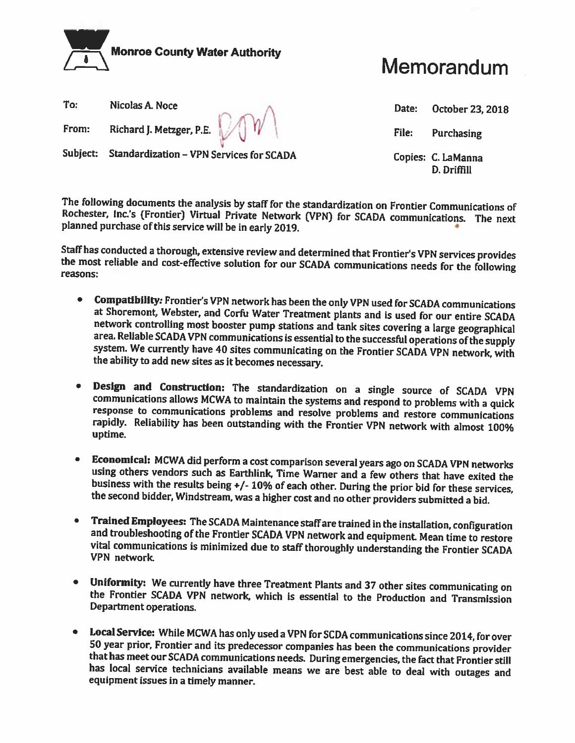**Monroe County Water Authority**

# Memorandum

To: Nicolas A. Noce

From: Richard J. Metzger, P.E.

Subject: Standardization – VPN Services for SCADA

Date: October 23, 2018

File: Purchasing

Copies: C. LaManna
D. Driffill

The following documents the analysis by staff for the standardization on Frontier Communications of Rochester, Inc.'s (Frontier) Virtual Private Network (VPN) for SCADA communications. The next planned purchase of this service will be in early 2019.

Staff has conducted a thorough, extensive review and determined that Frontier's VPN services provides the most reliable and cost-effective solution for our SCADA communications needs for the following reasons:

- ***Compatibility:*** Frontier's VPN network has been the only VPN used for SCADA communications at Shoremont, Webster, and Corfu Water Treatment plants and is used for our entire SCADA network controlling most booster pump stations and tank sites covering a large geographical area. Reliable SCADA VPN communications is essential to the successful operations of the supply system. We currently have 40 sites communicating on the Frontier SCADA VPN network, with the ability to add new sites as it becomes necessary.

- **Design and Construction:** The standardization on a single source of SCADA VPN communications allows MCWA to maintain the systems and respond to problems with a quick response to communications problems and resolve problems and restore communications rapidly. Reliability has been outstanding with the Frontier VPN network with almost 100% uptime.

- **Economical:** MCWA did perform a cost comparison several years ago on SCADA VPN networks using others vendors such as Earthlink, Time Warner and a few others that have exited the business with the results being +/- 10% of each other. During the prior bid for these services, the second bidder, Windstream, was a higher cost and no other providers submitted a bid.

- **Trained Employees:** The SCADA Maintenance staff are trained in the installation, configuration and troubleshooting of the Frontier SCADA VPN network and equipment. Mean time to restore vital communications is minimized due to staff thoroughly understanding the Frontier SCADA VPN network.

- **Uniformity:** We currently have three Treatment Plants and 37 other sites communicating on the Frontier SCADA VPN network, which is essential to the Production and Transmission Department operations.

- **Local Service:** While MCWA has only used a VPN for SCDA communications since 2014, for over 50 year prior, Frontier and its predecessor companies has been the communications provider that has meet our SCADA communications needs. During emergencies, the fact that Frontier still has local service technicians available means we are best able to deal with outages and equipment issues in a timely manner.